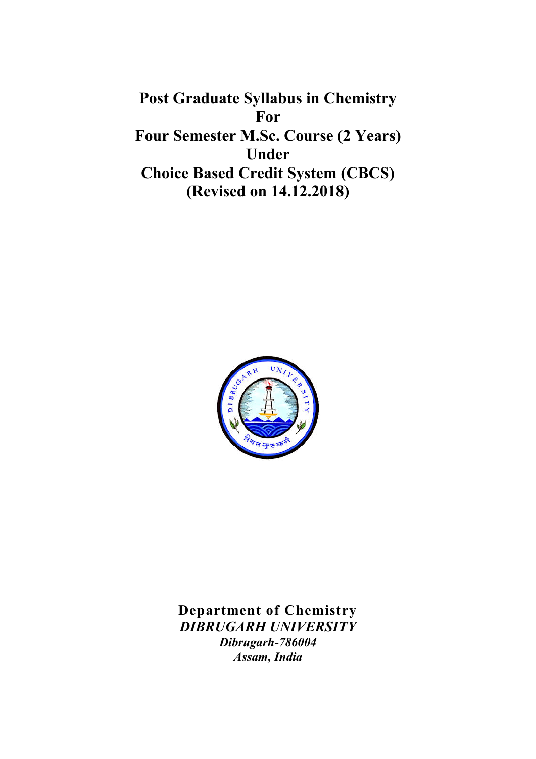# Post Graduate Syllabus in Chemistry
# For
# Four Semester M.Sc. Course (2 Years)
# Under
# Choice Based Credit System (CBCS)
# (Revised on 14.12.2018)

**Department of Chemistry**

***DIBRUGARH UNIVERSITY***

***Dibrugarh-786004***

***Assam, India***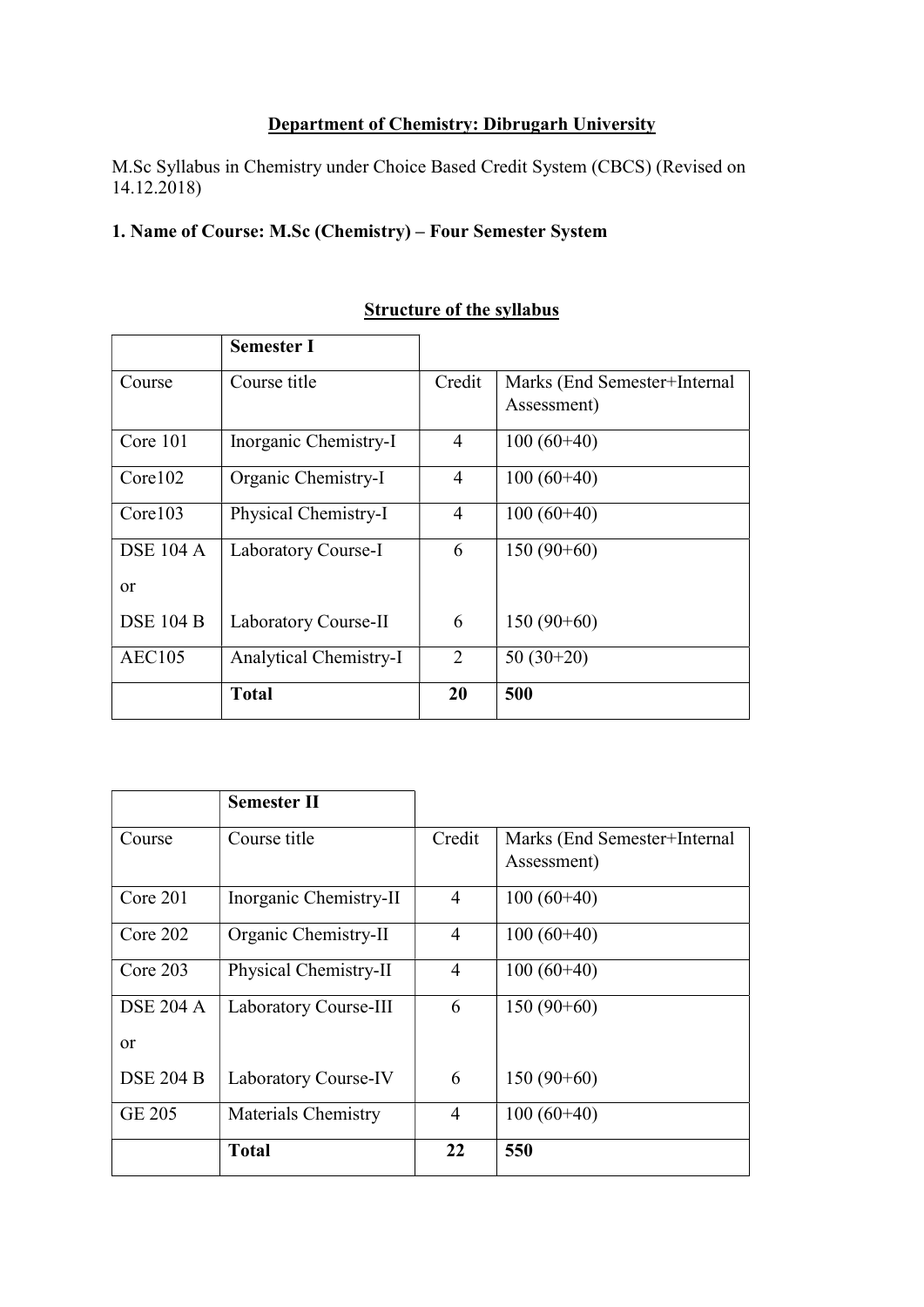**Department of Chemistry: Dibrugarh University**

M.Sc Syllabus in Chemistry under Choice Based Credit System (CBCS) (Revised on 14.12.2018)

**1. Name of Course: M.Sc (Chemistry) – Four Semester System**

**Structure of the syllabus**

| | **Semester I** | | |
|---|---|---|---|
| Course | Course title | Credit | Marks (End Semester+Internal Assessment) |
| Core 101 | Inorganic Chemistry-I | 4 | 100 (60+40) |
| Core102 | Organic Chemistry-I | 4 | 100 (60+40) |
| Core103 | Physical Chemistry-I | 4 | 100 (60+40) |
| DSE 104 A<br>or<br>DSE 104 B | Laboratory Course-I<br><br>Laboratory Course-II | 6<br><br>6 | 150 (90+60)<br><br>150 (90+60) |
| AEC105 | Analytical Chemistry-I | 2 | 50 (30+20) |
| | **Total** | **20** | **500** |

| | **Semester II** | | |
|---|---|---|---|
| Course | Course title | Credit | Marks (End Semester+Internal Assessment) |
| Core 201 | Inorganic Chemistry-II | 4 | 100 (60+40) |
| Core 202 | Organic Chemistry-II | 4 | 100 (60+40) |
| Core 203 | Physical Chemistry-II | 4 | 100 (60+40) |
| DSE 204 A<br>or<br>DSE 204 B | Laboratory Course-III<br><br>Laboratory Course-IV | 6<br><br>6 | 150 (90+60)<br><br>150 (90+60) |
| GE 205 | Materials Chemistry | 4 | 100 (60+40) |
| | **Total** | **22** | **550** |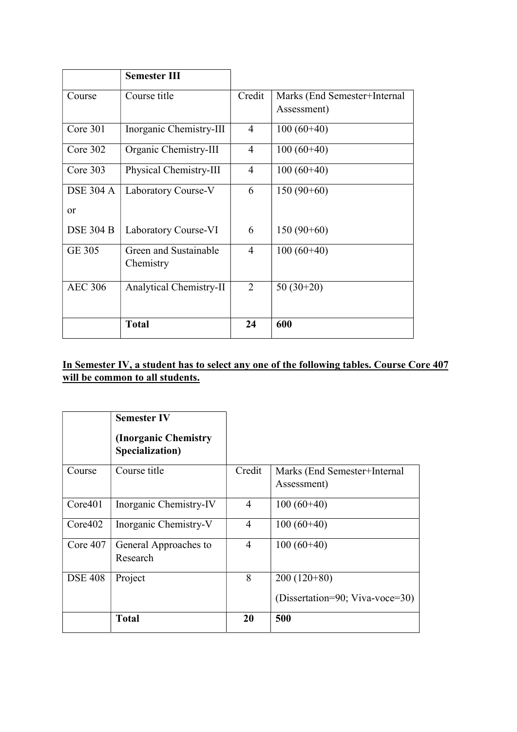| | **Semester III** | | |
|---|---|---|---|
| Course | Course title | Credit | Marks (End Semester+Internal Assessment) |
| Core 301 | Inorganic Chemistry-III | 4 | 100 (60+40) |
| Core 302 | Organic Chemistry-III | 4 | 100 (60+40) |
| Core 303 | Physical Chemistry-III | 4 | 100 (60+40) |
| DSE 304 A<br>or<br>DSE 304 B | Laboratory Course-V<br><br>Laboratory Course-VI | 6<br><br>6 | 150 (90+60)<br><br>150 (90+60) |
| GE 305 | Green and Sustainable Chemistry | 4 | 100 (60+40) |
| AEC 306 | Analytical Chemistry-II | 2 | 50 (30+20) |
| | **Total** | **24** | **600** |

**In Semester IV, a student has to select any one of the following tables. Course Core 407 will be common to all students.**

| | **Semester IV**<br>**(Inorganic Chemistry Specialization)** | | |
|---|---|---|---|
| Course | Course title | Credit | Marks (End Semester+Internal Assessment) |
| Core401 | Inorganic Chemistry-IV | 4 | 100 (60+40) |
| Core402 | Inorganic Chemistry-V | 4 | 100 (60+40) |
| Core 407 | General Approaches to Research | 4 | 100 (60+40) |
| DSE 408 | Project | 8 | 200 (120+80)<br>(Dissertation=90; Viva-voce=30) |
| | **Total** | **20** | **500** |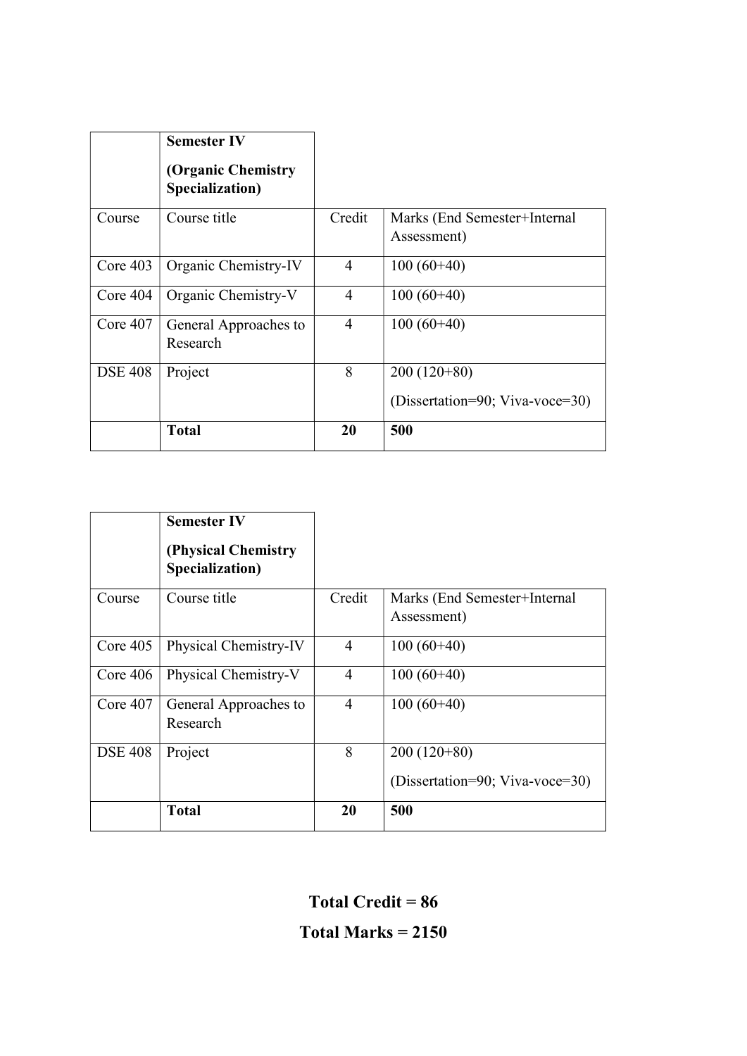| | Semester IV (Organic Chemistry Specialization) | | |
|---|---|---|---|
| Course | Course title | Credit | Marks (End Semester+Internal Assessment) |
| Core 403 | Organic Chemistry-IV | 4 | 100 (60+40) |
| Core 404 | Organic Chemistry-V | 4 | 100 (60+40) |
| Core 407 | General Approaches to Research | 4 | 100 (60+40) |
| DSE 408 | Project | 8 | 200 (120+80) (Dissertation=90; Viva-voce=30) |
| | **Total** | **20** | **500** |

| | Semester IV (Physical Chemistry Specialization) | | |
|---|---|---|---|
| Course | Course title | Credit | Marks (End Semester+Internal Assessment) |
| Core 405 | Physical Chemistry-IV | 4 | 100 (60+40) |
| Core 406 | Physical Chemistry-V | 4 | 100 (60+40) |
| Core 407 | General Approaches to Research | 4 | 100 (60+40) |
| DSE 408 | Project | 8 | 200 (120+80) (Dissertation=90; Viva-voce=30) |
| | **Total** | **20** | **500** |

**Total Credit = 86**

**Total Marks = 2150**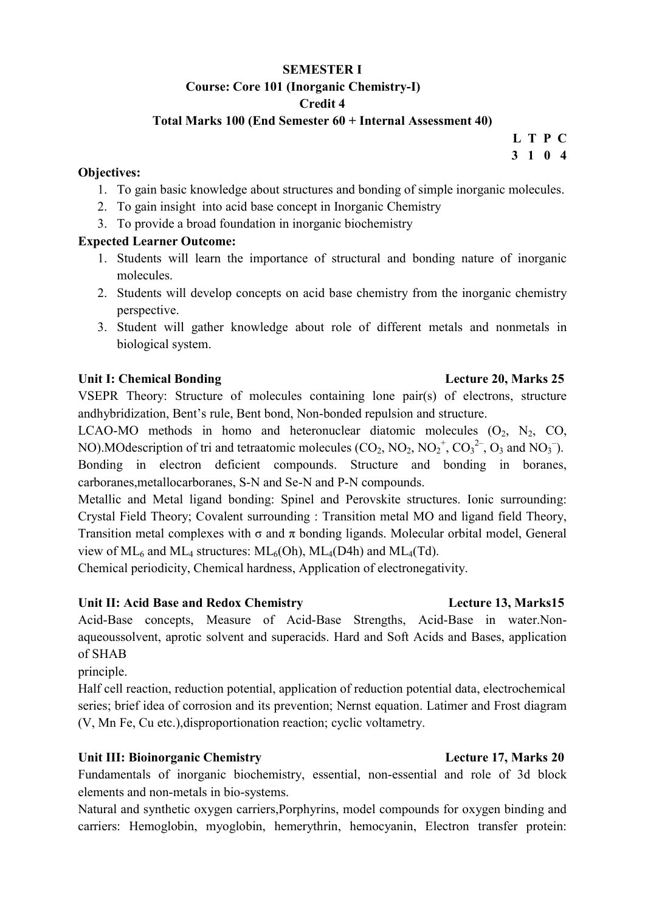**SEMESTER I**

**Course: Core 101 (Inorganic Chemistry-I)**

**Credit 4**

**Total Marks 100 (End Semester 60 + Internal Assessment 40)**

| L | T | P | C |
|---|---|---|---|
| 3 | 1 | 0 | 4 |

**Objectives:**

1. To gain basic knowledge about structures and bonding of simple inorganic molecules.
2. To gain insight into acid base concept in Inorganic Chemistry
3. To provide a broad foundation in inorganic biochemistry

**Expected Learner Outcome:**

1. Students will learn the importance of structural and bonding nature of inorganic molecules.
2. Students will develop concepts on acid base chemistry from the inorganic chemistry perspective.
3. Student will gather knowledge about role of different metals and nonmetals in biological system.

**Unit I: Chemical Bonding** **Lecture 20, Marks 25**

VSEPR Theory: Structure of molecules containing lone pair(s) of electrons, structure andhybridization, Bent's rule, Bent bond, Non-bonded repulsion and structure.

LCAO-MO methods in homo and heteronuclear diatomic molecules ($O_2$, $N_2$, CO, NO).MOdescription of tri and tetraatomic molecules ($CO_2$, $NO_2$, $NO_2^+$, $CO_3^{2-}$, $O_3$ and $NO_3^-$). Bonding in electron deficient compounds. Structure and bonding in boranes, carboranes,metallocarboranes, S-N and Se-N and P-N compounds.

Metallic and Metal ligand bonding: Spinel and Perovskite structures. Ionic surrounding: Crystal Field Theory; Covalent surrounding : Transition metal MO and ligand field Theory, Transition metal complexes with σ and π bonding ligands. Molecular orbital model, General view of $ML_6$ and $ML_4$ structures: $ML_6$(Oh), $ML_4$(D4h) and $ML_4$(Td).

Chemical periodicity, Chemical hardness, Application of electronegativity.

**Unit II: Acid Base and Redox Chemistry** **Lecture 13, Marks15**

Acid-Base concepts, Measure of Acid-Base Strengths, Acid-Base in water.Non-aqueoussolvent, aprotic solvent and superacids. Hard and Soft Acids and Bases, application of SHAB principle.

Half cell reaction, reduction potential, application of reduction potential data, electrochemical series; brief idea of corrosion and its prevention; Nernst equation. Latimer and Frost diagram (V, Mn Fe, Cu etc.),disproportionation reaction; cyclic voltametry.

**Unit III: Bioinorganic Chemistry** **Lecture 17, Marks 20**

Fundamentals of inorganic biochemistry, essential, non-essential and role of 3d block elements and non-metals in bio-systems.

Natural and synthetic oxygen carriers,Porphyrins, model compounds for oxygen binding and carriers: Hemoglobin, myoglobin, hemerythrin, hemocyanin, Electron transfer protein: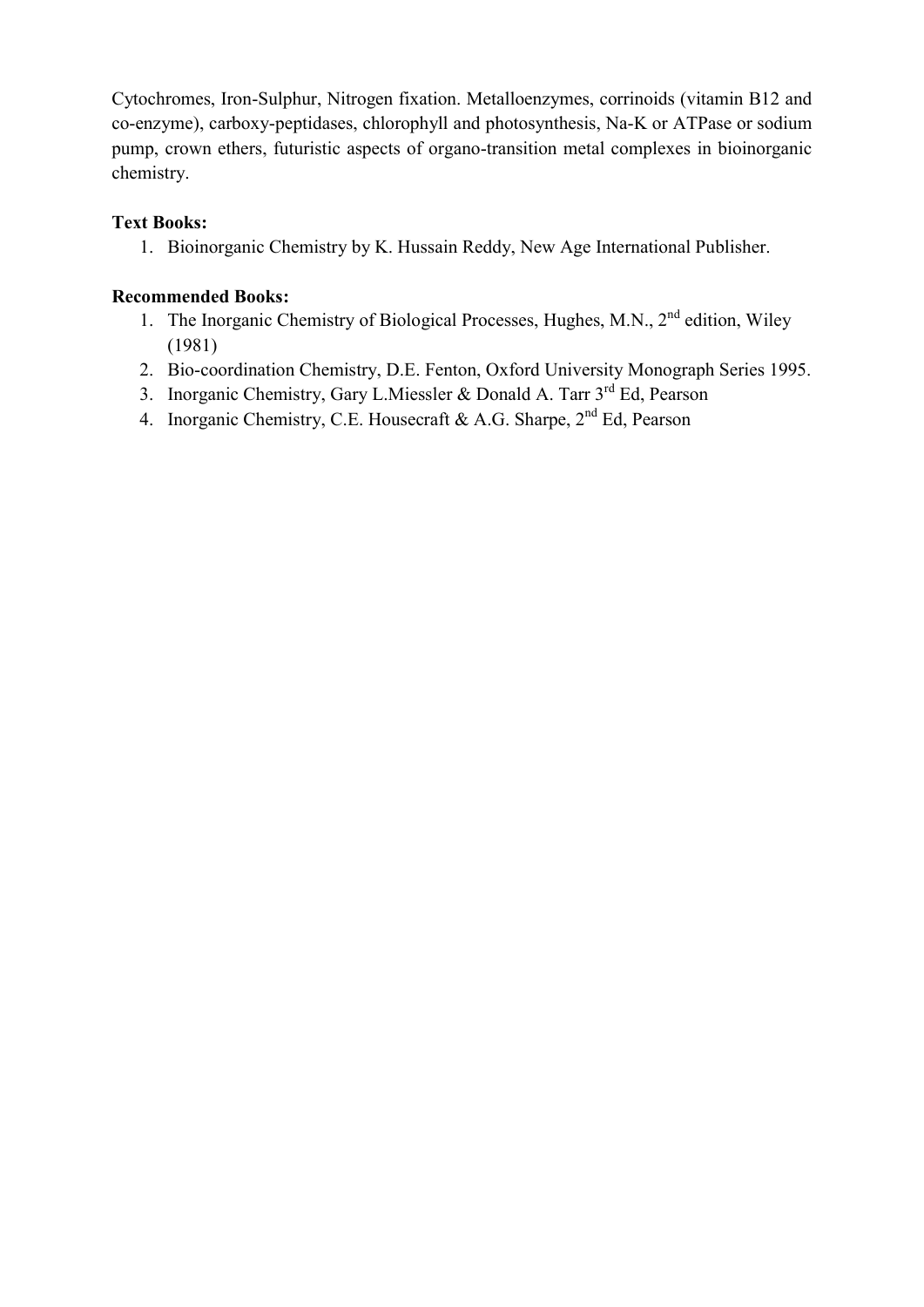Cytochromes, Iron-Sulphur, Nitrogen fixation. Metalloenzymes, corrinoids (vitamin B12 and co-enzyme), carboxy-peptidases, chlorophyll and photosynthesis, Na-K or ATPase or sodium pump, crown ethers, futuristic aspects of organo-transition metal complexes in bioinorganic chemistry.

**Text Books:**

1. Bioinorganic Chemistry by K. Hussain Reddy, New Age International Publisher.

**Recommended Books:**

1. The Inorganic Chemistry of Biological Processes, Hughes, M.N., 2nd edition, Wiley (1981)
2. Bio-coordination Chemistry, D.E. Fenton, Oxford University Monograph Series 1995.
3. Inorganic Chemistry, Gary L.Miessler & Donald A. Tarr 3rd Ed, Pearson
4. Inorganic Chemistry, C.E. Housecraft & A.G. Sharpe, 2nd Ed, Pearson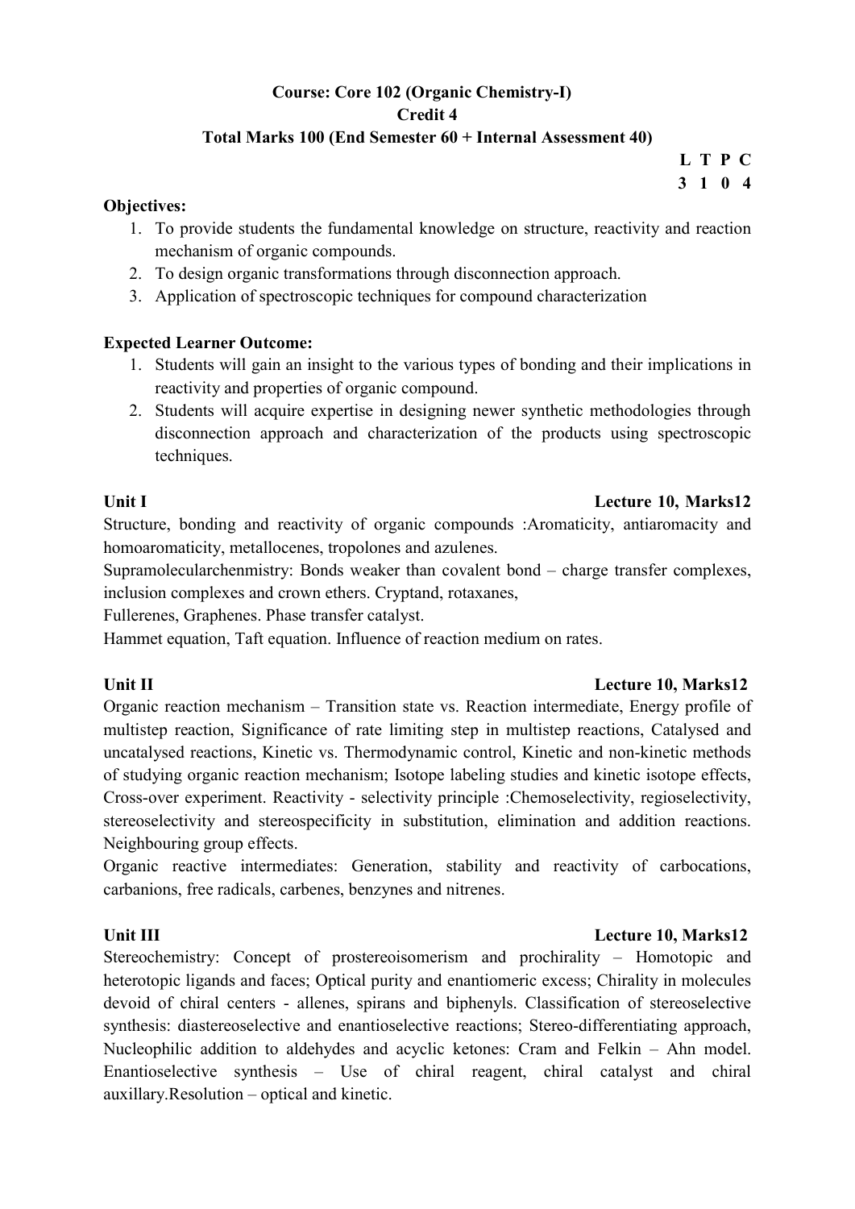**Course: Core 102 (Organic Chemistry-I)**

**Credit 4**

**Total Marks 100 (End Semester 60 + Internal Assessment 40)**

| L | T | P | C |
|---|---|---|---|
| 3 | 1 | 0 | 4 |

**Objectives:**

1. To provide students the fundamental knowledge on structure, reactivity and reaction mechanism of organic compounds.
2. To design organic transformations through disconnection approach.
3. Application of spectroscopic techniques for compound characterization

**Expected Learner Outcome:**

1. Students will gain an insight to the various types of bonding and their implications in reactivity and properties of organic compound.
2. Students will acquire expertise in designing newer synthetic methodologies through disconnection approach and characterization of the products using spectroscopic techniques.

**Unit I** **Lecture 10, Marks12**

Structure, bonding and reactivity of organic compounds :Aromaticity, antiaromacity and homoaromaticity, metallocenes, tropolones and azulenes.

Supramolecularchenmistry: Bonds weaker than covalent bond – charge transfer complexes, inclusion complexes and crown ethers. Cryptand, rotaxanes,

Fullerenes, Graphenes. Phase transfer catalyst.

Hammet equation, Taft equation. Influence of reaction medium on rates.

**Unit II** **Lecture 10, Marks12**

Organic reaction mechanism – Transition state vs. Reaction intermediate, Energy profile of multistep reaction, Significance of rate limiting step in multistep reactions, Catalysed and uncatalysed reactions, Kinetic vs. Thermodynamic control, Kinetic and non-kinetic methods of studying organic reaction mechanism; Isotope labeling studies and kinetic isotope effects, Cross-over experiment. Reactivity - selectivity principle :Chemoselectivity, regioselectivity, stereoselectivity and stereospecificity in substitution, elimination and addition reactions. Neighbouring group effects.

Organic reactive intermediates: Generation, stability and reactivity of carbocations, carbanions, free radicals, carbenes, benzynes and nitrenes.

**Unit III** **Lecture 10, Marks12**

Stereochemistry: Concept of prostereoisomerism and prochirality – Homotopic and heterotopic ligands and faces; Optical purity and enantiomeric excess; Chirality in molecules devoid of chiral centers - allenes, spirans and biphenyls. Classification of stereoselective synthesis: diastereoselective and enantioselective reactions; Stereo-differentiating approach, Nucleophilic addition to aldehydes and acyclic ketones: Cram and Felkin – Ahn model. Enantioselective synthesis – Use of chiral reagent, chiral catalyst and chiral auxillary.Resolution – optical and kinetic.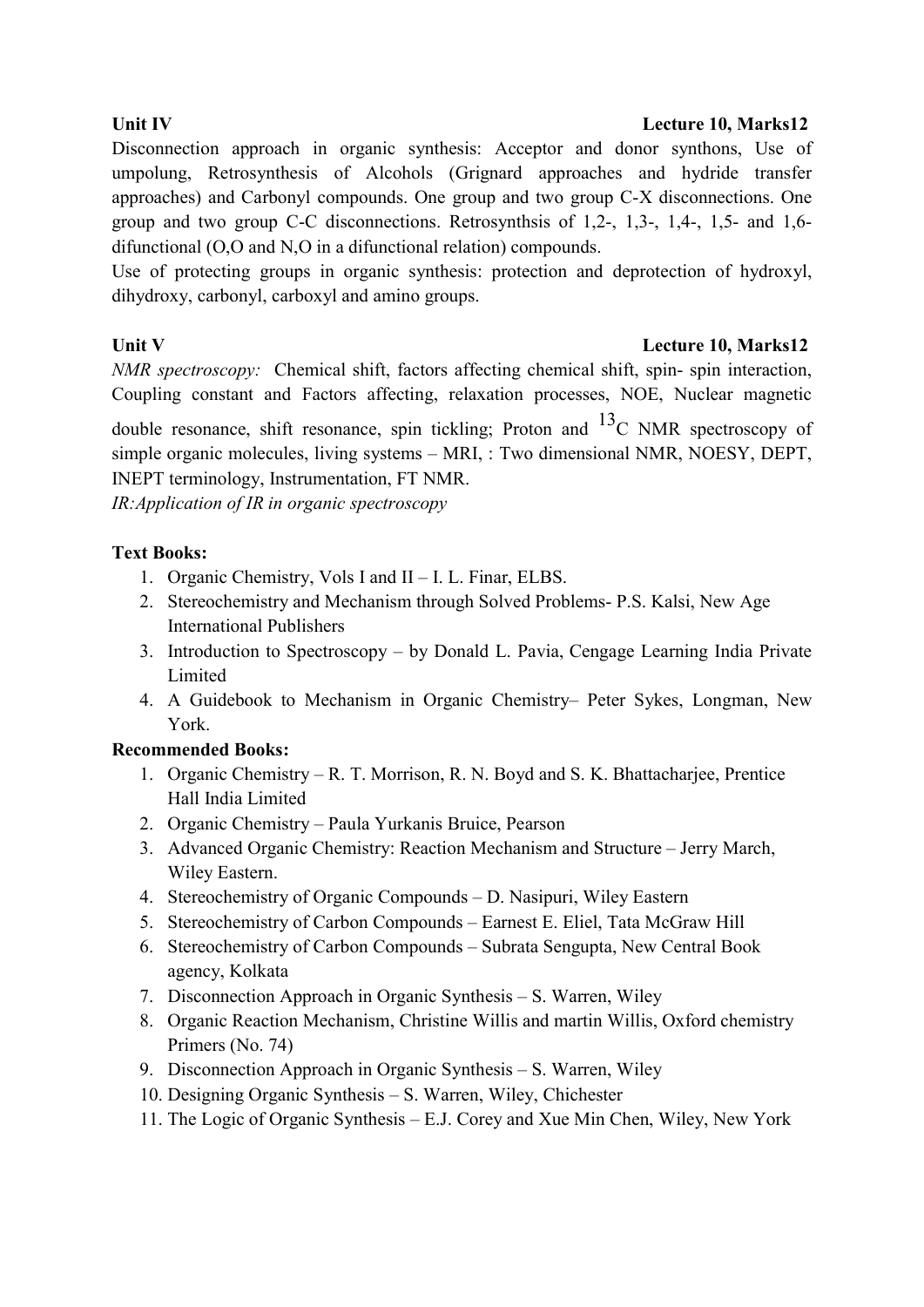**Unit IV** **Lecture 10, Marks12**

Disconnection approach in organic synthesis: Acceptor and donor synthons, Use of umpolung, Retrosynthesis of Alcohols (Grignard approaches and hydride transfer approaches) and Carbonyl compounds. One group and two group C-X disconnections. One group and two group C-C disconnections. Retrosynthsis of 1,2-, 1,3-, 1,4-, 1,5- and 1,6-difunctional (O,O and N,O in a difunctional relation) compounds.

Use of protecting groups in organic synthesis: protection and deprotection of hydroxyl, dihydroxy, carbonyl, carboxyl and amino groups.

**Unit V** **Lecture 10, Marks12**

*NMR spectroscopy:* Chemical shift, factors affecting chemical shift, spin- spin interaction, Coupling constant and Factors affecting, relaxation processes, NOE, Nuclear magnetic double resonance, shift resonance, spin tickling; Proton and $^{13}C$ NMR spectroscopy of simple organic molecules, living systems – MRI, : Two dimensional NMR, NOESY, DEPT, INEPT terminology, Instrumentation, FT NMR.

*IR:Application of IR in organic spectroscopy*

**Text Books:**

1. Organic Chemistry, Vols I and II – I. L. Finar, ELBS.
2. Stereochemistry and Mechanism through Solved Problems- P.S. Kalsi, New Age International Publishers
3. Introduction to Spectroscopy – by Donald L. Pavia, Cengage Learning India Private Limited
4. A Guidebook to Mechanism in Organic Chemistry– Peter Sykes, Longman, New York.

**Recommended Books:**

1. Organic Chemistry – R. T. Morrison, R. N. Boyd and S. K. Bhattacharjee, Prentice Hall India Limited
2. Organic Chemistry – Paula Yurkanis Bruice, Pearson
3. Advanced Organic Chemistry: Reaction Mechanism and Structure – Jerry March, Wiley Eastern.
4. Stereochemistry of Organic Compounds – D. Nasipuri, Wiley Eastern
5. Stereochemistry of Carbon Compounds – Earnest E. Eliel, Tata McGraw Hill
6. Stereochemistry of Carbon Compounds – Subrata Sengupta, New Central Book agency, Kolkata
7. Disconnection Approach in Organic Synthesis – S. Warren, Wiley
8. Organic Reaction Mechanism, Christine Willis and martin Willis, Oxford chemistry Primers (No. 74)
9. Disconnection Approach in Organic Synthesis – S. Warren, Wiley
10. Designing Organic Synthesis – S. Warren, Wiley, Chichester
11. The Logic of Organic Synthesis – E.J. Corey and Xue Min Chen, Wiley, New York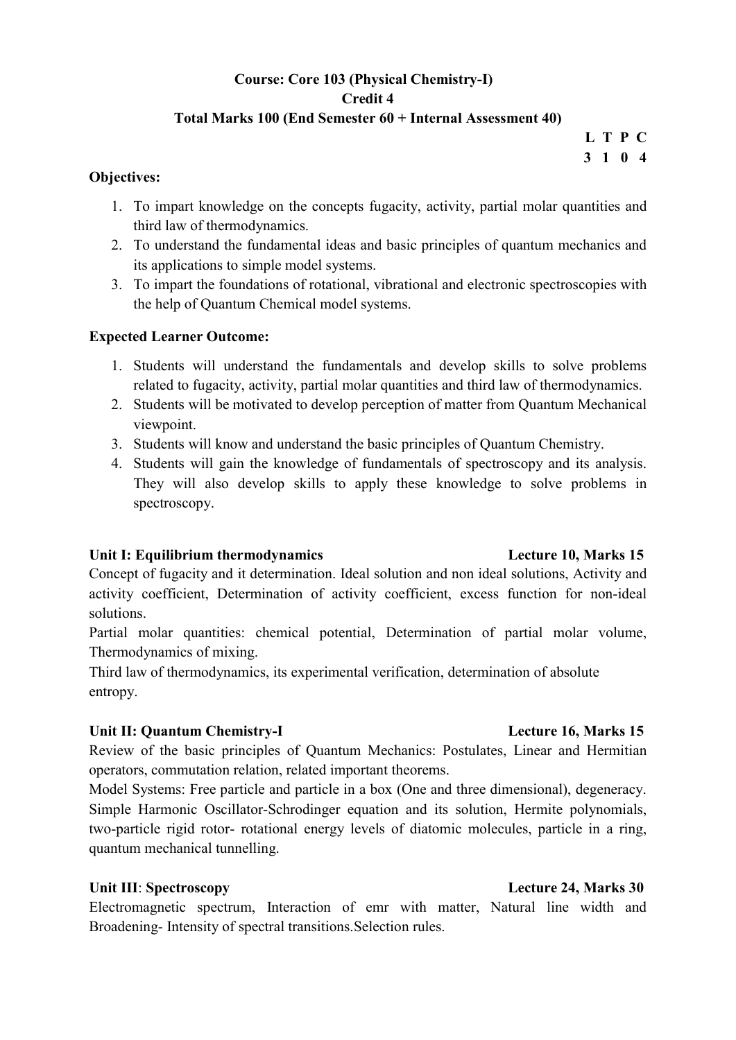**Course: Core 103 (Physical Chemistry-I)**
**Credit 4**
**Total Marks 100 (End Semester 60 + Internal Assessment 40)**

| L | T | P | C |
|---|---|---|---|
| 3 | 1 | 0 | 4 |

**Objectives:**

1. To impart knowledge on the concepts fugacity, activity, partial molar quantities and third law of thermodynamics.
2. To understand the fundamental ideas and basic principles of quantum mechanics and its applications to simple model systems.
3. To impart the foundations of rotational, vibrational and electronic spectroscopies with the help of Quantum Chemical model systems.

**Expected Learner Outcome:**

1. Students will understand the fundamentals and develop skills to solve problems related to fugacity, activity, partial molar quantities and third law of thermodynamics.
2. Students will be motivated to develop perception of matter from Quantum Mechanical viewpoint.
3. Students will know and understand the basic principles of Quantum Chemistry.
4. Students will gain the knowledge of fundamentals of spectroscopy and its analysis. They will also develop skills to apply these knowledge to solve problems in spectroscopy.

**Unit I: Equilibrium thermodynamics** **Lecture 10, Marks 15**

Concept of fugacity and it determination. Ideal solution and non ideal solutions, Activity and activity coefficient, Determination of activity coefficient, excess function for non-ideal solutions.

Partial molar quantities: chemical potential, Determination of partial molar volume, Thermodynamics of mixing.

Third law of thermodynamics, its experimental verification, determination of absolute entropy.

**Unit II: Quantum Chemistry-I** **Lecture 16, Marks 15**

Review of the basic principles of Quantum Mechanics: Postulates, Linear and Hermitian operators, commutation relation, related important theorems.

Model Systems: Free particle and particle in a box (One and three dimensional), degeneracy. Simple Harmonic Oscillator-Schrodinger equation and its solution, Hermite polynomials, two-particle rigid rotor- rotational energy levels of diatomic molecules, particle in a ring, quantum mechanical tunnelling.

**Unit III**: **Spectroscopy** **Lecture 24, Marks 30**

Electromagnetic spectrum, Interaction of emr with matter, Natural line width and Broadening- Intensity of spectral transitions.Selection rules.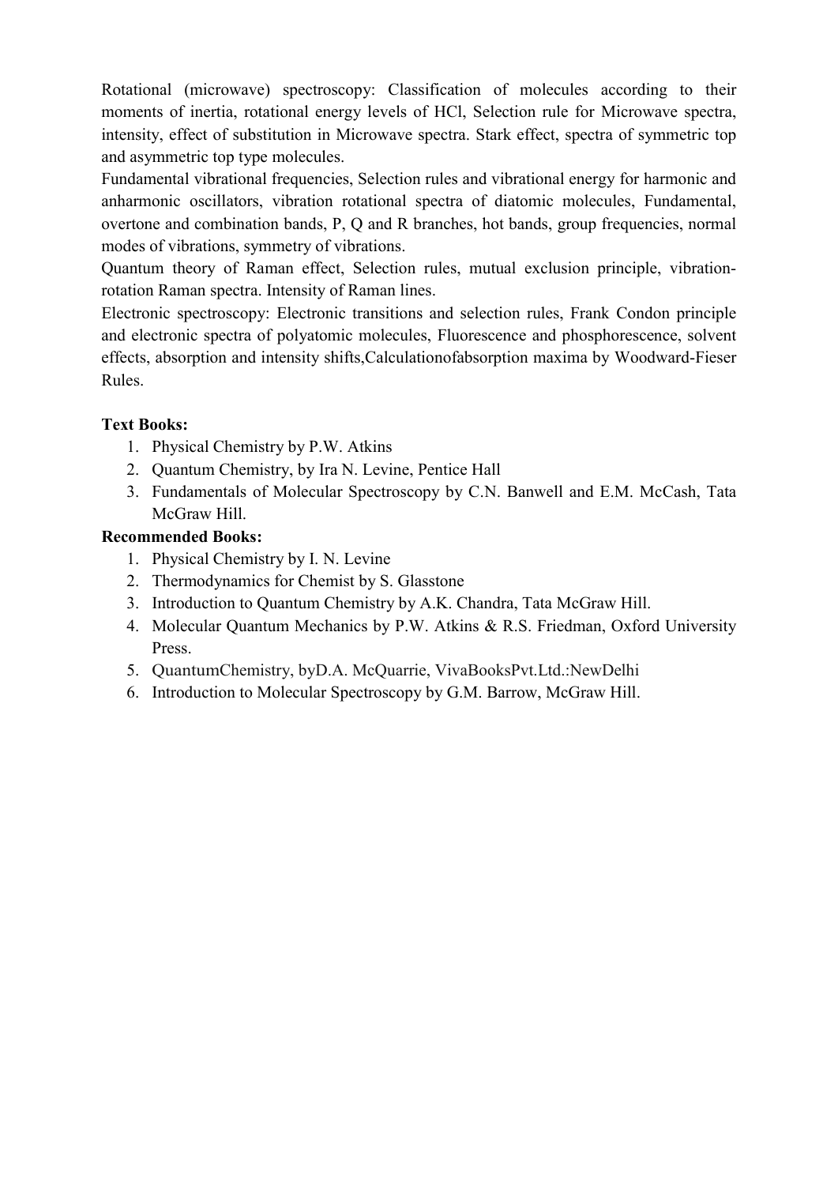Rotational (microwave) spectroscopy: Classification of molecules according to their moments of inertia, rotational energy levels of HCl, Selection rule for Microwave spectra, intensity, effect of substitution in Microwave spectra. Stark effect, spectra of symmetric top and asymmetric top type molecules.

Fundamental vibrational frequencies, Selection rules and vibrational energy for harmonic and anharmonic oscillators, vibration rotational spectra of diatomic molecules, Fundamental, overtone and combination bands, P, Q and R branches, hot bands, group frequencies, normal modes of vibrations, symmetry of vibrations.

Quantum theory of Raman effect, Selection rules, mutual exclusion principle, vibration-rotation Raman spectra. Intensity of Raman lines.

Electronic spectroscopy: Electronic transitions and selection rules, Frank Condon principle and electronic spectra of polyatomic molecules, Fluorescence and phosphorescence, solvent effects, absorption and intensity shifts,Calculationofabsorption maxima by Woodward-Fieser Rules.

**Text Books:**

1. Physical Chemistry by P.W. Atkins
2. Quantum Chemistry, by Ira N. Levine, Pentice Hall
3. Fundamentals of Molecular Spectroscopy by C.N. Banwell and E.M. McCash, Tata McGraw Hill.

**Recommended Books:**

1. Physical Chemistry by I. N. Levine
2. Thermodynamics for Chemist by S. Glasstone
3. Introduction to Quantum Chemistry by A.K. Chandra, Tata McGraw Hill.
4. Molecular Quantum Mechanics by P.W. Atkins & R.S. Friedman, Oxford University Press.
5. QuantumChemistry, byD.A. McQuarrie, VivaBooksPvt.Ltd.:NewDelhi
6. Introduction to Molecular Spectroscopy by G.M. Barrow, McGraw Hill.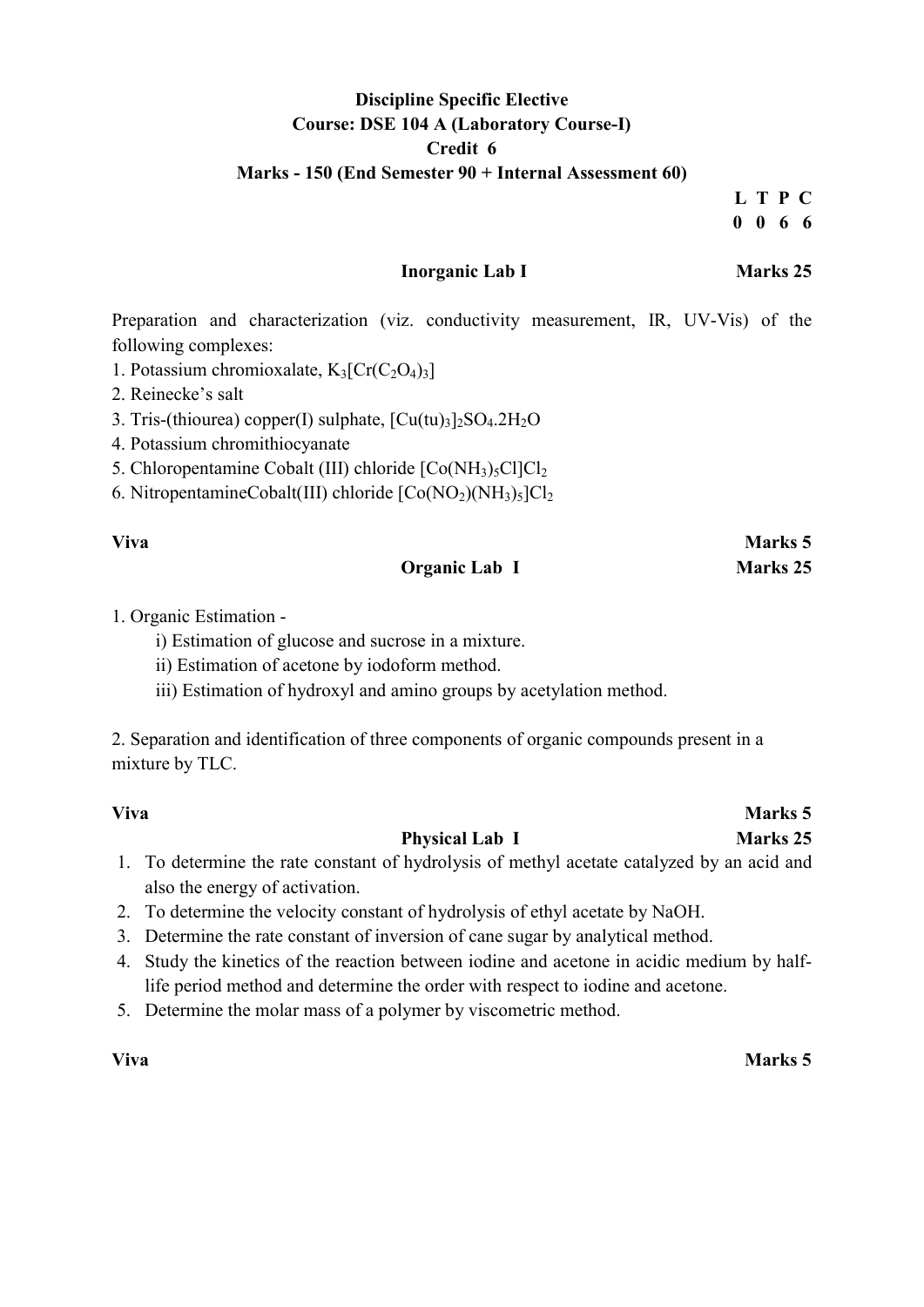**Discipline Specific Elective**
**Course: DSE 104 A (Laboratory Course-I)**
**Credit 6**
**Marks - 150 (End Semester 90 + Internal Assessment 60)**

| L | T | P | C |
|---|---|---|---|
| 0 | 0 | 6 | 6 |

**Inorganic Lab I** **Marks 25**

Preparation and characterization (viz. conductivity measurement, IR, UV-Vis) of the following complexes:

1. Potassium chromioxalate, $K_3[Cr(C_2O_4)_3]$
2. Reinecke's salt
3. Tris-(thiourea) copper(I) sulphate, $[Cu(tu)_3]_2SO_4.2H_2O$
4. Potassium chromithiocyanate
5. Chloropentamine Cobalt (III) chloride $[Co(NH_3)_5Cl]Cl_2$
6. NitropentamineCobalt(III) chloride $[Co(NO_2)(NH_3)_5]Cl_2$

**Viva** **Marks 5**

**Organic Lab I** **Marks 25**

1. Organic Estimation -
   i) Estimation of glucose and sucrose in a mixture.
   ii) Estimation of acetone by iodoform method.
   iii) Estimation of hydroxyl and amino groups by acetylation method.

2. Separation and identification of three components of organic compounds present in a mixture by TLC.

**Viva** **Marks 5**

**Physical Lab I** **Marks 25**

1. To determine the rate constant of hydrolysis of methyl acetate catalyzed by an acid and also the energy of activation.
2. To determine the velocity constant of hydrolysis of ethyl acetate by NaOH.
3. Determine the rate constant of inversion of cane sugar by analytical method.
4. Study the kinetics of the reaction between iodine and acetone in acidic medium by half-life period method and determine the order with respect to iodine and acetone.
5. Determine the molar mass of a polymer by viscometric method.

**Viva** **Marks 5**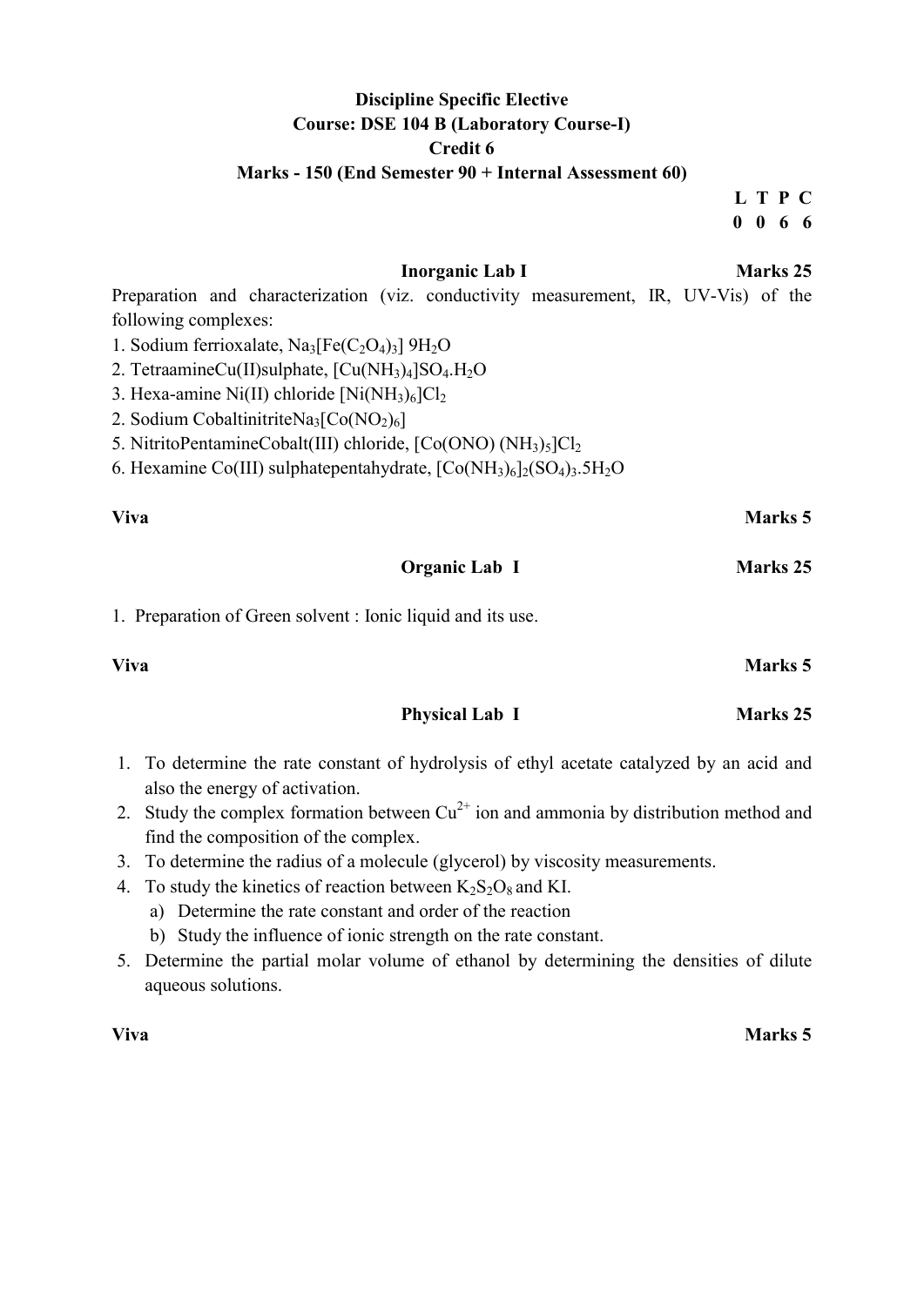**Discipline Specific Elective**
**Course: DSE 104 B (Laboratory Course-I)**
**Credit 6**
**Marks - 150 (End Semester 90 + Internal Assessment 60)**

| L | T | P | C |
|---|---|---|---|
| 0 | 0 | 6 | 6 |

### Inorganic Lab I — Marks 25

Preparation and characterization (viz. conductivity measurement, IR, UV-Vis) of the following complexes:

1. Sodium ferrioxalate, $Na_3[Fe(C_2O_4)_3]\ 9H_2O$
2. TetraamineCu(II)sulphate, $[Cu(NH_3)_4]SO_4.H_2O$
3. Hexa-amine Ni(II) chloride $[Ni(NH_3)_6]Cl_2$
2. Sodium Cobaltinitrite$Na_3[Co(NO_2)_6]$
5. NitritoPentamineCobalt(III) chloride, $[Co(ONO)(NH_3)_5]Cl_2$
6. Hexamine Co(III) sulphatepentahydrate, $[Co(NH_3)_6]_2(SO_4)_3.5H_2O$

**Viva** — **Marks 5**

### Organic Lab I — Marks 25

1. Preparation of Green solvent : Ionic liquid and its use.

**Viva** — **Marks 5**

### Physical Lab I — Marks 25

1. To determine the rate constant of hydrolysis of ethyl acetate catalyzed by an acid and also the energy of activation.
2. Study the complex formation between $Cu^{2+}$ ion and ammonia by distribution method and find the composition of the complex.
3. To determine the radius of a molecule (glycerol) by viscosity measurements.
4. To study the kinetics of reaction between $K_2S_2O_8$ and KI.
   a) Determine the rate constant and order of the reaction
   b) Study the influence of ionic strength on the rate constant.
5. Determine the partial molar volume of ethanol by determining the densities of dilute aqueous solutions.

**Viva** — **Marks 5**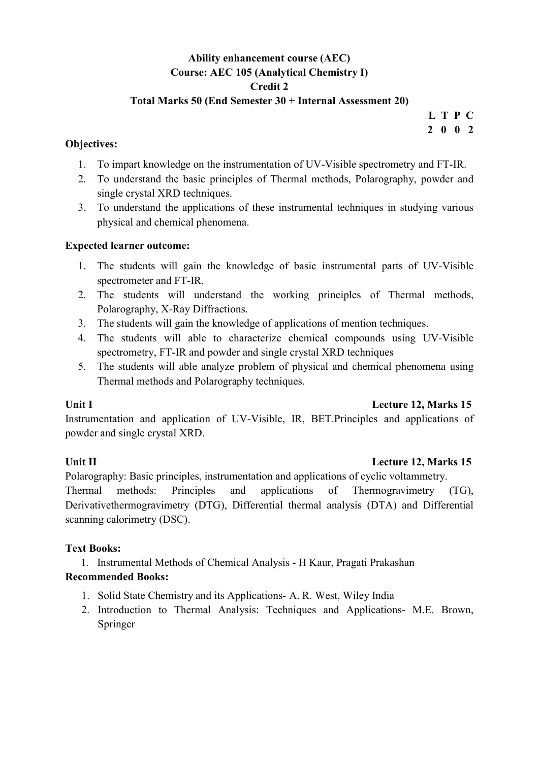**Ability enhancement course (AEC)**
**Course: AEC 105 (Analytical Chemistry I)**
**Credit 2**
**Total Marks 50 (End Semester 30 + Internal Assessment 20)**

| L | T | P | C |
|---|---|---|---|
| 2 | 0 | 0 | 2 |

**Objectives:**

1. To impart knowledge on the instrumentation of UV-Visible spectrometry and FT-IR.
2. To understand the basic principles of Thermal methods, Polarography, powder and single crystal XRD techniques.
3. To understand the applications of these instrumental techniques in studying various physical and chemical phenomena.

**Expected learner outcome:**

1. The students will gain the knowledge of basic instrumental parts of UV-Visible spectrometer and FT-IR.
2. The students will understand the working principles of Thermal methods, Polarography, X-Ray Diffractions.
3. The students will gain the knowledge of applications of mention techniques.
4. The students will able to characterize chemical compounds using UV-Visible spectrometry, FT-IR and powder and single crystal XRD techniques
5. The students will able analyze problem of physical and chemical phenomena using Thermal methods and Polarography techniques.

**Unit I** **Lecture 12, Marks 15**

Instrumentation and application of UV-Visible, IR, BET.Principles and applications of powder and single crystal XRD.

**Unit II** **Lecture 12, Marks 15**

Polarography: Basic principles, instrumentation and applications of cyclic voltammetry.
Thermal methods: Principles and applications of Thermogravimetry (TG), Derivativethermogravimetry (DTG), Differential thermal analysis (DTA) and Differential scanning calorimetry (DSC).

**Text Books:**

1. Instrumental Methods of Chemical Analysis - H Kaur, Pragati Prakashan

**Recommended Books:**

1. Solid State Chemistry and its Applications- A. R. West, Wiley India
2. Introduction to Thermal Analysis: Techniques and Applications- M.E. Brown, Springer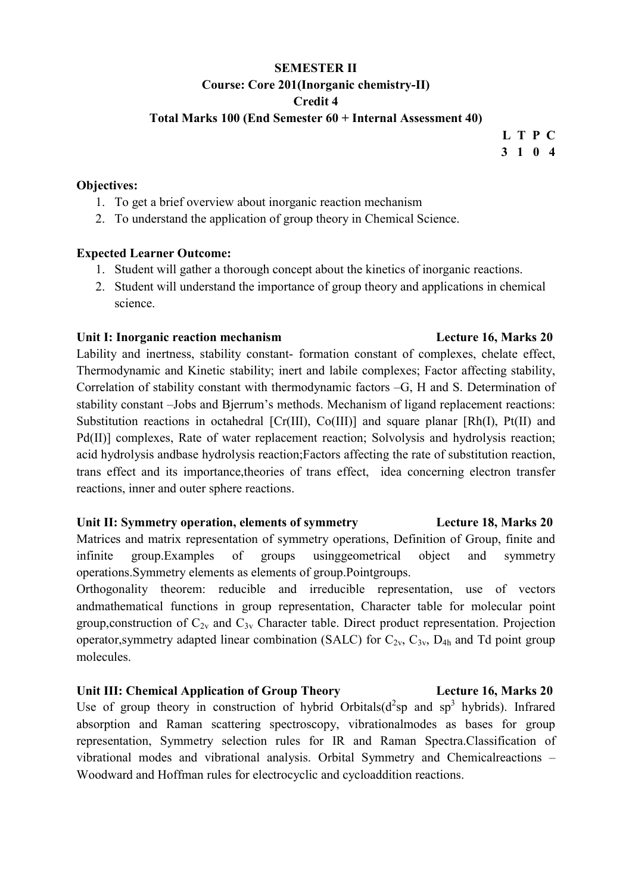**SEMESTER II**

**Course: Core 201(Inorganic chemistry-II)**

**Credit 4**

**Total Marks 100 (End Semester 60 + Internal Assessment 40)**

| L | T | P | C |
|---|---|---|---|
| 3 | 1 | 0 | 4 |

**Objectives:**

1. To get a brief overview about inorganic reaction mechanism
2. To understand the application of group theory in Chemical Science.

**Expected Learner Outcome:**

1. Student will gather a thorough concept about the kinetics of inorganic reactions.
2. Student will understand the importance of group theory and applications in chemical science.

**Unit I: Inorganic reaction mechanism** **Lecture 16, Marks 20**

Lability and inertness, stability constant- formation constant of complexes, chelate effect, Thermodynamic and Kinetic stability; inert and labile complexes; Factor affecting stability, Correlation of stability constant with thermodynamic factors –G, H and S. Determination of stability constant –Jobs and Bjerrum's methods. Mechanism of ligand replacement reactions: Substitution reactions in octahedral [Cr(III), Co(III)] and square planar [Rh(I), Pt(II) and Pd(II)] complexes, Rate of water replacement reaction; Solvolysis and hydrolysis reaction; acid hydrolysis andbase hydrolysis reaction;Factors affecting the rate of substitution reaction, trans effect and its importance,theories of trans effect, idea concerning electron transfer reactions, inner and outer sphere reactions.

**Unit II: Symmetry operation, elements of symmetry** **Lecture 18, Marks 20**

Matrices and matrix representation of symmetry operations, Definition of Group, finite and infinite group.Examples of groups usinggeometrical object and symmetry operations.Symmetry elements as elements of group.Pointgroups.

Orthogonality theorem: reducible and irreducible representation, use of vectors andmathematical functions in group representation, Character table for molecular point group,construction of $C_{2v}$ and $C_{3v}$ Character table. Direct product representation. Projection operator,symmetry adapted linear combination (SALC) for $C_{2v}$, $C_{3v}$, $D_{4h}$ and Td point group molecules.

**Unit III: Chemical Application of Group Theory** **Lecture 16, Marks 20**

Use of group theory in construction of hybrid Orbitals($d^2sp$ and $sp^3$ hybrids). Infrared absorption and Raman scattering spectroscopy, vibrationalmodes as bases for group representation, Symmetry selection rules for IR and Raman Spectra.Classification of vibrational modes and vibrational analysis. Orbital Symmetry and Chemicalreactions – Woodward and Hoffman rules for electrocyclic and cycloaddition reactions.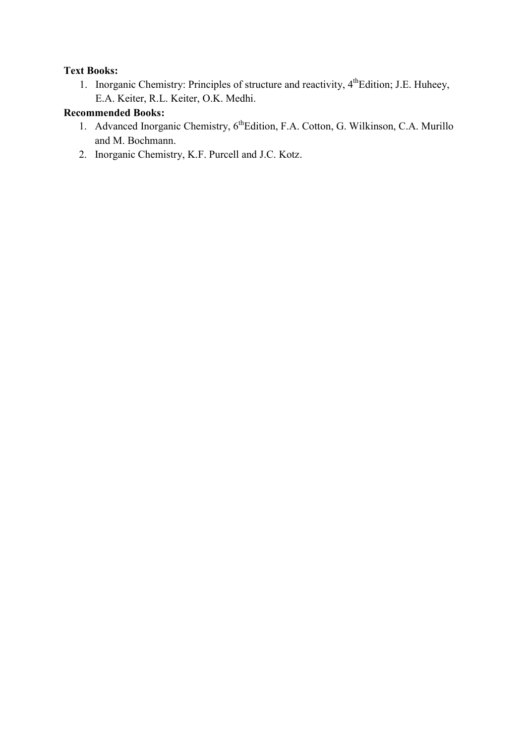**Text Books:**

1. Inorganic Chemistry: Principles of structure and reactivity, 4th Edition; J.E. Huheey, E.A. Keiter, R.L. Keiter, O.K. Medhi.

**Recommended Books:**

1. Advanced Inorganic Chemistry, 6th Edition, F.A. Cotton, G. Wilkinson, C.A. Murillo and M. Bochmann.
2. Inorganic Chemistry, K.F. Purcell and J.C. Kotz.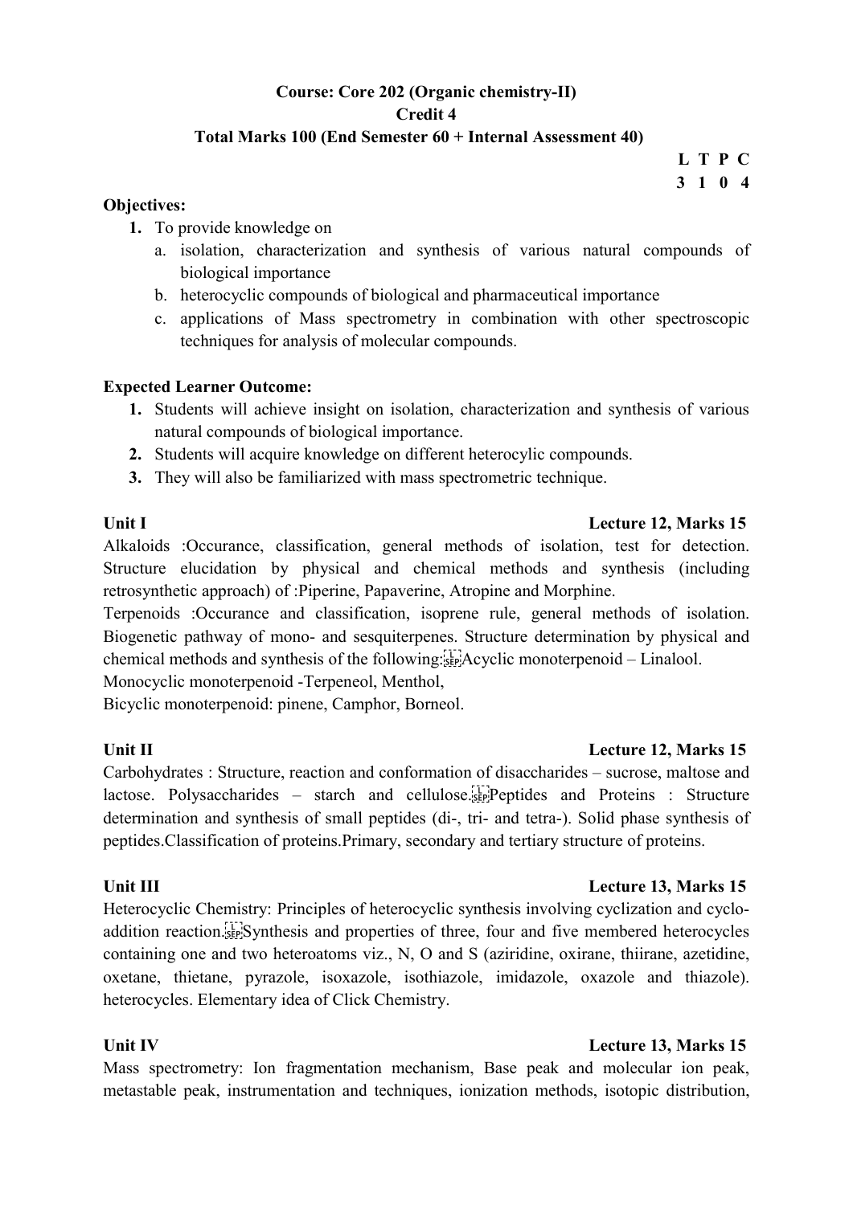**Course: Core 202 (Organic chemistry-II)**

**Credit 4**

**Total Marks 100 (End Semester 60 + Internal Assessment 40)**

| L | T | P | C |
|---|---|---|---|
| 3 | 1 | 0 | 4 |

**Objectives:**

1. To provide knowledge on
   a. isolation, characterization and synthesis of various natural compounds of biological importance
   b. heterocyclic compounds of biological and pharmaceutical importance
   c. applications of Mass spectrometry in combination with other spectroscopic techniques for analysis of molecular compounds.

**Expected Learner Outcome:**

1. Students will achieve insight on isolation, characterization and synthesis of various natural compounds of biological importance.
2. Students will acquire knowledge on different heterocylic compounds.
3. They will also be familiarized with mass spectrometric technique.

**Unit I** **Lecture 12, Marks 15**

Alkaloids :Occurance, classification, general methods of isolation, test for detection. Structure elucidation by physical and chemical methods and synthesis (including retrosynthetic approach) of :Piperine, Papaverine, Atropine and Morphine.

Terpenoids :Occurance and classification, isoprene rule, general methods of isolation. Biogenetic pathway of mono- and sesquiterpenes. Structure determination by physical and chemical methods and synthesis of the following: Acyclic monoterpenoid – Linalool.

Monocyclic monoterpenoid -Terpeneol, Menthol,

Bicyclic monoterpenoid: pinene, Camphor, Borneol.

**Unit II** **Lecture 12, Marks 15**

Carbohydrates : Structure, reaction and conformation of disaccharides – sucrose, maltose and lactose. Polysaccharides – starch and cellulose. Peptides and Proteins : Structure determination and synthesis of small peptides (di-, tri- and tetra-). Solid phase synthesis of peptides.Classification of proteins.Primary, secondary and tertiary structure of proteins.

**Unit III** **Lecture 13, Marks 15**

Heterocyclic Chemistry: Principles of heterocyclic synthesis involving cyclization and cyclo-addition reaction. Synthesis and properties of three, four and five membered heterocycles containing one and two heteroatoms viz., N, O and S (aziridine, oxirane, thiirane, azetidine, oxetane, thietane, pyrazole, isoxazole, isothiazole, imidazole, oxazole and thiazole). heterocycles. Elementary idea of Click Chemistry.

**Unit IV** **Lecture 13, Marks 15**

Mass spectrometry: Ion fragmentation mechanism, Base peak and molecular ion peak, metastable peak, instrumentation and techniques, ionization methods, isotopic distribution,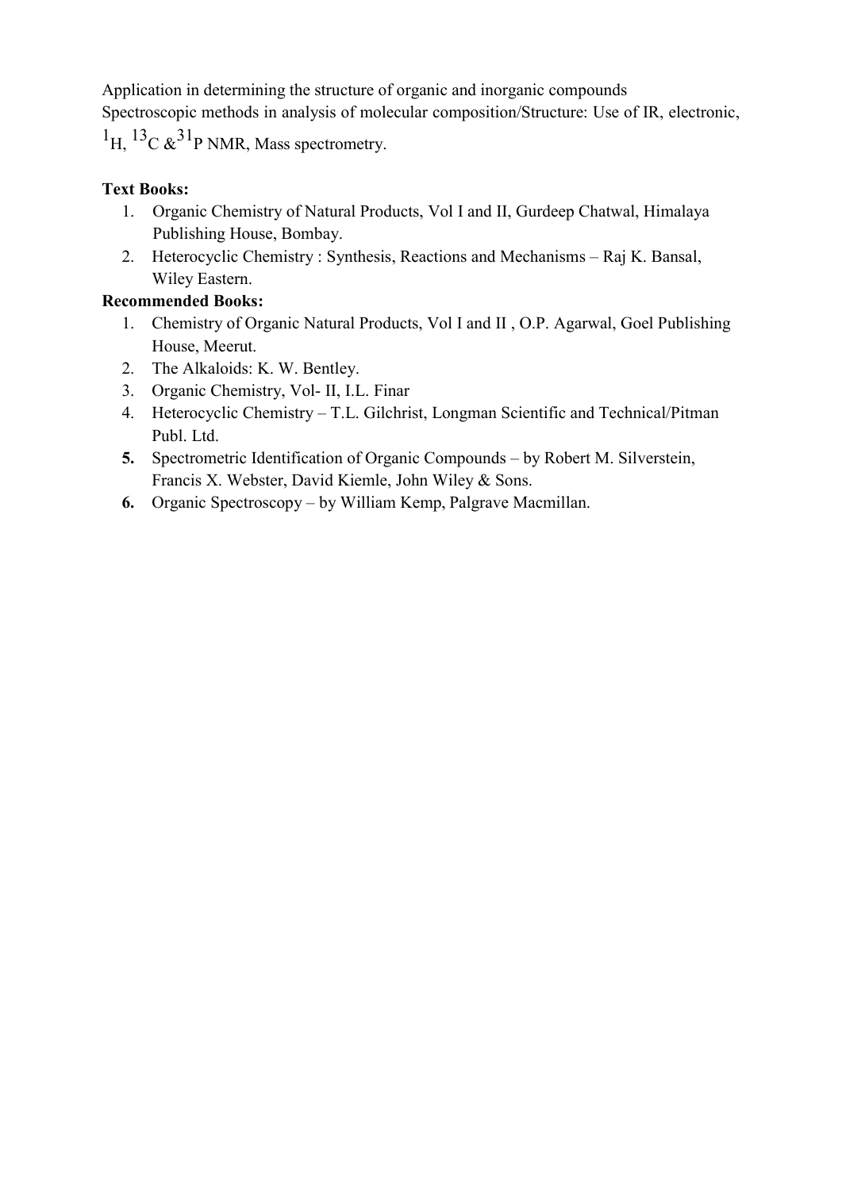Application in determining the structure of organic and inorganic compounds
Spectroscopic methods in analysis of molecular composition/Structure: Use of IR, electronic, $^{1}H$, $^{13}C$ & $^{31}P$ NMR, Mass spectrometry.

**Text Books:**

1. Organic Chemistry of Natural Products, Vol I and II, Gurdeep Chatwal, Himalaya Publishing House, Bombay.
2. Heterocyclic Chemistry : Synthesis, Reactions and Mechanisms – Raj K. Bansal, Wiley Eastern.

**Recommended Books:**

1. Chemistry of Organic Natural Products, Vol I and II , O.P. Agarwal, Goel Publishing House, Meerut.
2. The Alkaloids: K. W. Bentley.
3. Organic Chemistry, Vol- II, I.L. Finar
4. Heterocyclic Chemistry – T.L. Gilchrist, Longman Scientific and Technical/Pitman Publ. Ltd.
5. Spectrometric Identification of Organic Compounds – by Robert M. Silverstein, Francis X. Webster, David Kiemle, John Wiley & Sons.
6. Organic Spectroscopy – by William Kemp, Palgrave Macmillan.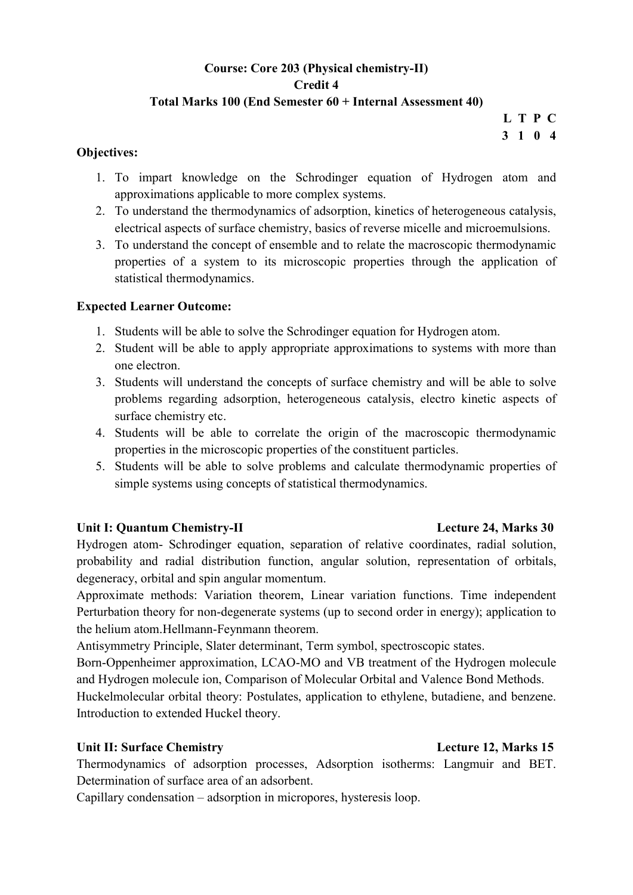**Course: Core 203 (Physical chemistry-II)**

**Credit 4**

**Total Marks 100 (End Semester 60 + Internal Assessment 40)**

| L | T | P | C |
|---|---|---|---|
| 3 | 1 | 0 | 4 |

**Objectives:**

1. To impart knowledge on the Schrodinger equation of Hydrogen atom and approximations applicable to more complex systems.
2. To understand the thermodynamics of adsorption, kinetics of heterogeneous catalysis, electrical aspects of surface chemistry, basics of reverse micelle and microemulsions.
3. To understand the concept of ensemble and to relate the macroscopic thermodynamic properties of a system to its microscopic properties through the application of statistical thermodynamics.

**Expected Learner Outcome:**

1. Students will be able to solve the Schrodinger equation for Hydrogen atom.
2. Student will be able to apply appropriate approximations to systems with more than one electron.
3. Students will understand the concepts of surface chemistry and will be able to solve problems regarding adsorption, heterogeneous catalysis, electro kinetic aspects of surface chemistry etc.
4. Students will be able to correlate the origin of the macroscopic thermodynamic properties in the microscopic properties of the constituent particles.
5. Students will be able to solve problems and calculate thermodynamic properties of simple systems using concepts of statistical thermodynamics.

**Unit I: Quantum Chemistry-II** **Lecture 24, Marks 30**

Hydrogen atom- Schrodinger equation, separation of relative coordinates, radial solution, probability and radial distribution function, angular solution, representation of orbitals, degeneracy, orbital and spin angular momentum.

Approximate methods: Variation theorem, Linear variation functions. Time independent Perturbation theory for non-degenerate systems (up to second order in energy); application to the helium atom.Hellmann-Feynmann theorem.

Antisymmetry Principle, Slater determinant, Term symbol, spectroscopic states.

Born-Oppenheimer approximation, LCAO-MO and VB treatment of the Hydrogen molecule and Hydrogen molecule ion, Comparison of Molecular Orbital and Valence Bond Methods.

Huckelmolecular orbital theory: Postulates, application to ethylene, butadiene, and benzene. Introduction to extended Huckel theory.

**Unit II: Surface Chemistry** **Lecture 12, Marks 15**

Thermodynamics of adsorption processes, Adsorption isotherms: Langmuir and BET. Determination of surface area of an adsorbent.

Capillary condensation – adsorption in micropores, hysteresis loop.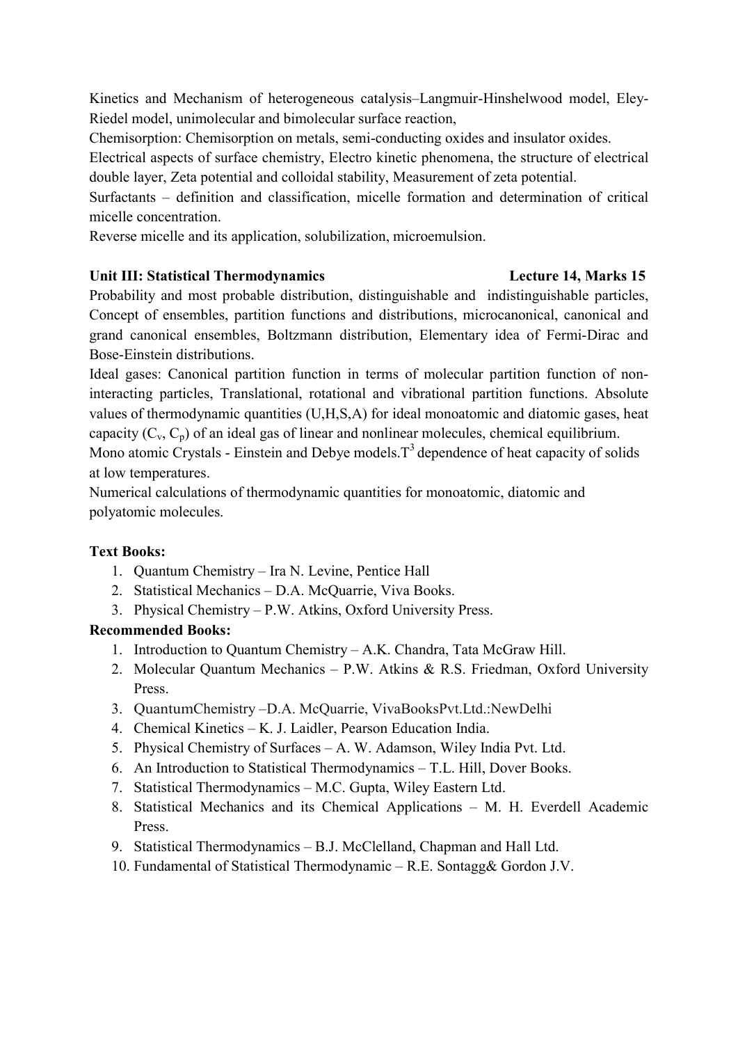Kinetics and Mechanism of heterogeneous catalysis–Langmuir-Hinshelwood model, Eley-Riedel model, unimolecular and bimolecular surface reaction,

Chemisorption: Chemisorption on metals, semi-conducting oxides and insulator oxides.

Electrical aspects of surface chemistry, Electro kinetic phenomena, the structure of electrical double layer, Zeta potential and colloidal stability, Measurement of zeta potential.

Surfactants – definition and classification, micelle formation and determination of critical micelle concentration.

Reverse micelle and its application, solubilization, microemulsion.

**Unit III: Statistical Thermodynamics** **Lecture 14, Marks 15**

Probability and most probable distribution, distinguishable and indistinguishable particles, Concept of ensembles, partition functions and distributions, microcanonical, canonical and grand canonical ensembles, Boltzmann distribution, Elementary idea of Fermi-Dirac and Bose-Einstein distributions.

Ideal gases: Canonical partition function in terms of molecular partition function of non-interacting particles, Translational, rotational and vibrational partition functions. Absolute values of thermodynamic quantities (U,H,S,A) for ideal monoatomic and diatomic gases, heat capacity ($C_v$, $C_p$) of an ideal gas of linear and nonlinear molecules, chemical equilibrium.

Mono atomic Crystals - Einstein and Debye models.$T^3$ dependence of heat capacity of solids at low temperatures.

Numerical calculations of thermodynamic quantities for monoatomic, diatomic and polyatomic molecules.

**Text Books:**

1. Quantum Chemistry – Ira N. Levine, Pentice Hall
2. Statistical Mechanics – D.A. McQuarrie, Viva Books.
3. Physical Chemistry – P.W. Atkins, Oxford University Press.

**Recommended Books:**

1. Introduction to Quantum Chemistry – A.K. Chandra, Tata McGraw Hill.
2. Molecular Quantum Mechanics – P.W. Atkins & R.S. Friedman, Oxford University Press.
3. QuantumChemistry –D.A. McQuarrie, VivaBooksPvt.Ltd.:NewDelhi
4. Chemical Kinetics – K. J. Laidler, Pearson Education India.
5. Physical Chemistry of Surfaces – A. W. Adamson, Wiley India Pvt. Ltd.
6. An Introduction to Statistical Thermodynamics – T.L. Hill, Dover Books.
7. Statistical Thermodynamics – M.C. Gupta, Wiley Eastern Ltd.
8. Statistical Mechanics and its Chemical Applications – M. H. Everdell Academic Press.
9. Statistical Thermodynamics – B.J. McClelland, Chapman and Hall Ltd.
10. Fundamental of Statistical Thermodynamic – R.E. Sontagg& Gordon J.V.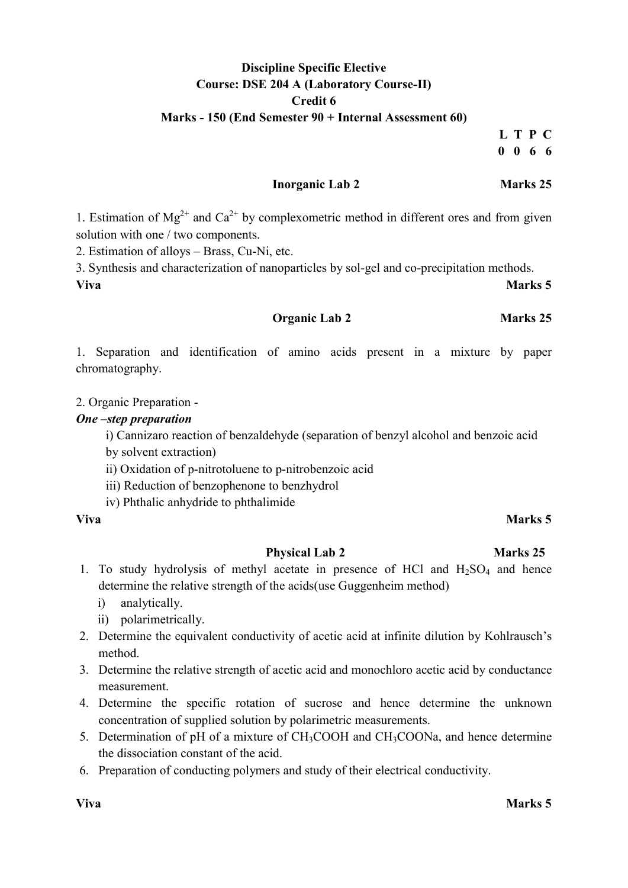**Discipline Specific Elective**
**Course: DSE 204 A (Laboratory Course-II)**
**Credit 6**
**Marks - 150 (End Semester 90 + Internal Assessment 60)**

**L T P C**
**0 0 6 6**

**Inorganic Lab 2** **Marks 25**

1. Estimation of $Mg^{2+}$ and $Ca^{2+}$ by complexometric method in different ores and from given solution with one / two components.
2. Estimation of alloys – Brass, Cu-Ni, etc.
3. Synthesis and characterization of nanoparticles by sol-gel and co-precipitation methods.

**Viva** **Marks 5**

**Organic Lab 2** **Marks 25**

1. Separation and identification of amino acids present in a mixture by paper chromatography.

2. Organic Preparation -

***One –step preparation***

i) Cannizaro reaction of benzaldehyde (separation of benzyl alcohol and benzoic acid by solvent extraction)
ii) Oxidation of p-nitrotoluene to p-nitrobenzoic acid
iii) Reduction of benzophenone to benzhydrol
iv) Phthalic anhydride to phthalimide

**Viva** **Marks 5**

**Physical Lab 2** **Marks 25**

1. To study hydrolysis of methyl acetate in presence of HCl and $H_2SO_4$ and hence determine the relative strength of the acids(use Guggenheim method)
   i) analytically.
   ii) polarimetrically.
2. Determine the equivalent conductivity of acetic acid at infinite dilution by Kohlrausch's method.
3. Determine the relative strength of acetic acid and monochloro acetic acid by conductance measurement.
4. Determine the specific rotation of sucrose and hence determine the unknown concentration of supplied solution by polarimetric measurements.
5. Determination of pH of a mixture of $CH_3COOH$ and $CH_3COONa$, and hence determine the dissociation constant of the acid.
6. Preparation of conducting polymers and study of their electrical conductivity.

**Viva** **Marks 5**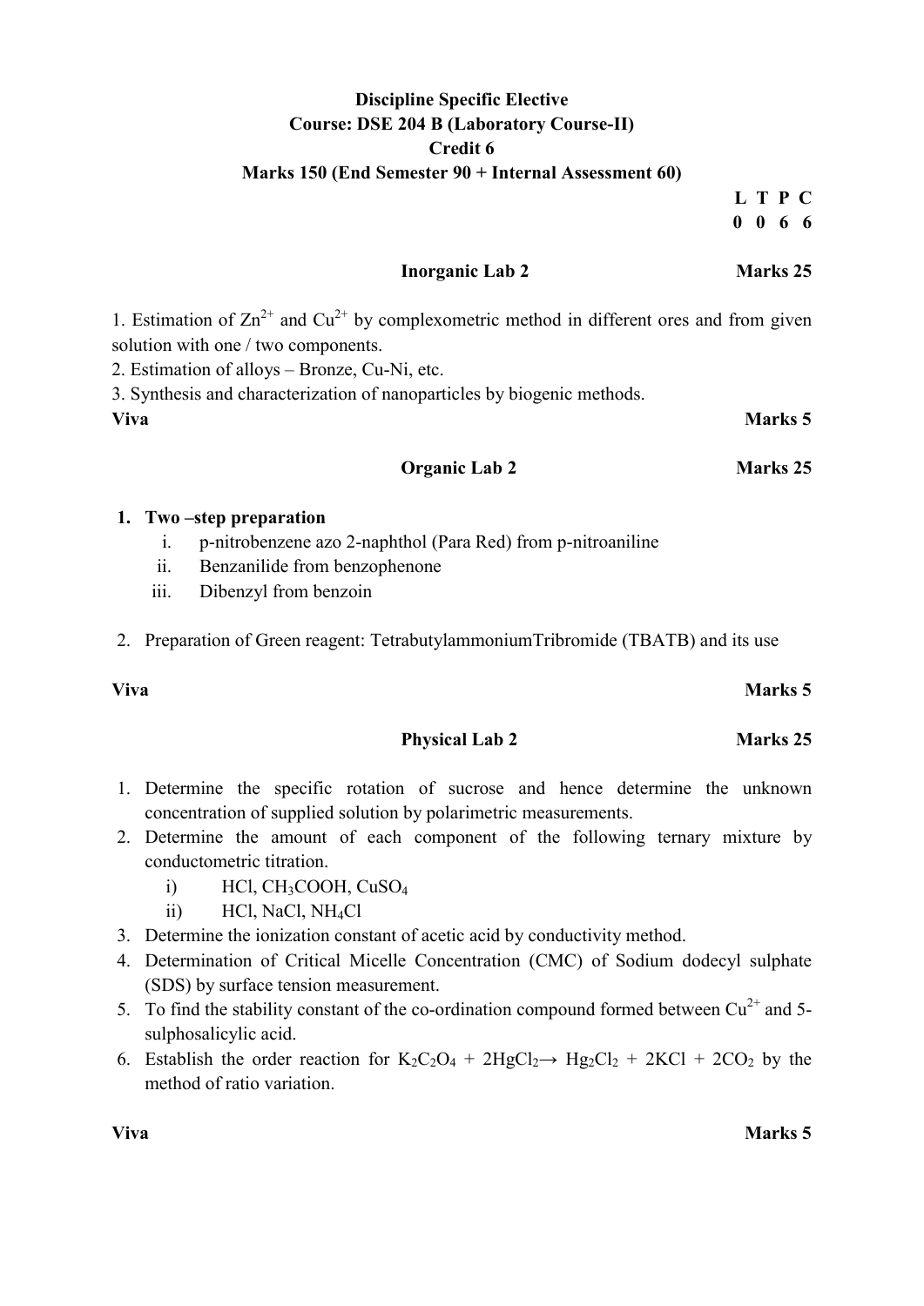**Discipline Specific Elective**

**Course: DSE 204 B (Laboratory Course-II)**

**Credit 6**

**Marks 150 (End Semester 90 + Internal Assessment 60)**

| L | T | P | C |
|---|---|---|---|
| 0 | 0 | 6 | 6 |

**Inorganic Lab 2** **Marks 25**

1. Estimation of $Zn^{2+}$ and $Cu^{2+}$ by complexometric method in different ores and from given solution with one / two components.
2. Estimation of alloys – Bronze, Cu-Ni, etc.
3. Synthesis and characterization of nanoparticles by biogenic methods.

**Viva** **Marks 5**

**Organic Lab 2** **Marks 25**

1. **Two –step preparation**
   1. p-nitrobenzene azo 2-naphthol (Para Red) from p-nitroaniline
   2. Benzanilide from benzophenone
   3. Dibenzyl from benzoin

2. Preparation of Green reagent: TetrabutylammoniumTribromide (TBATB) and its use

**Viva** **Marks 5**

**Physical Lab 2** **Marks 25**

1. Determine the specific rotation of sucrose and hence determine the unknown concentration of supplied solution by polarimetric measurements.
2. Determine the amount of each component of the following ternary mixture by conductometric titration.
   1. HCl, $CH_3COOH$, $CuSO_4$
   2. HCl, NaCl, $NH_4Cl$
3. Determine the ionization constant of acetic acid by conductivity method.
4. Determination of Critical Micelle Concentration (CMC) of Sodium dodecyl sulphate (SDS) by surface tension measurement.
5. To find the stability constant of the co-ordination compound formed between $Cu^{2+}$ and 5-sulphosalicylic acid.
6. Establish the order reaction for $K_2C_2O_4 + 2HgCl_2 \rightarrow Hg_2Cl_2 + 2KCl + 2CO_2$ by the method of ratio variation.

**Viva** **Marks 5**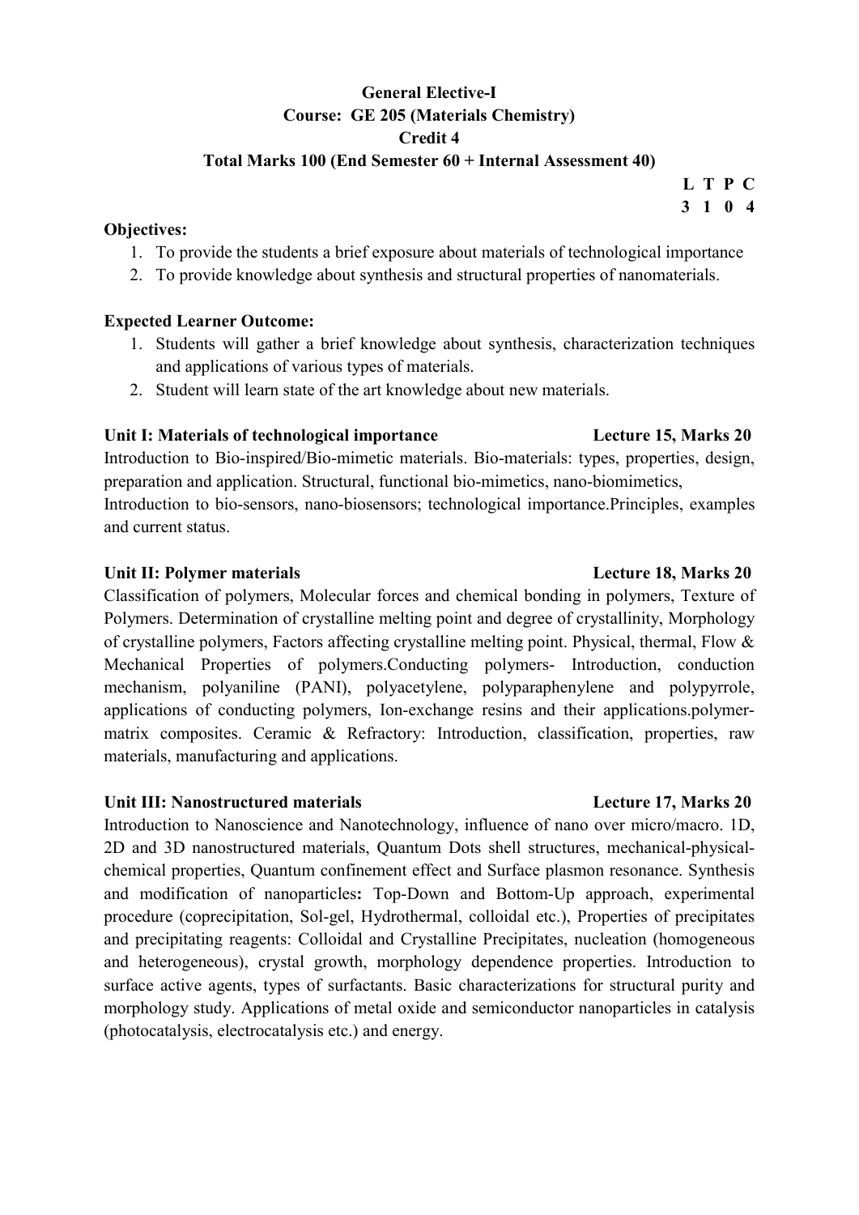**General Elective-I**
**Course: GE 205 (Materials Chemistry)**
**Credit 4**
**Total Marks 100 (End Semester 60 + Internal Assessment 40)**

| L | T | P | C |
|---|---|---|---|
| 3 | 1 | 0 | 4 |

**Objectives:**

1. To provide the students a brief exposure about materials of technological importance
2. To provide knowledge about synthesis and structural properties of nanomaterials.

**Expected Learner Outcome:**

1. Students will gather a brief knowledge about synthesis, characterization techniques and applications of various types of materials.
2. Student will learn state of the art knowledge about new materials.

**Unit I: Materials of technological importance** **Lecture 15, Marks 20**

Introduction to Bio-inspired/Bio-mimetic materials. Bio-materials: types, properties, design, preparation and application. Structural, functional bio-mimetics, nano-biomimetics, Introduction to bio-sensors, nano-biosensors; technological importance.Principles, examples and current status.

**Unit II: Polymer materials** **Lecture 18, Marks 20**

Classification of polymers, Molecular forces and chemical bonding in polymers, Texture of Polymers. Determination of crystalline melting point and degree of crystallinity, Morphology of crystalline polymers, Factors affecting crystalline melting point. Physical, thermal, Flow & Mechanical Properties of polymers.Conducting polymers- Introduction, conduction mechanism, polyaniline (PANI), polyacetylene, polyparaphenylene and polypyrrole, applications of conducting polymers, Ion-exchange resins and their applications.polymer-matrix composites. Ceramic & Refractory: Introduction, classification, properties, raw materials, manufacturing and applications.

**Unit III: Nanostructured materials** **Lecture 17, Marks 20**

Introduction to Nanoscience and Nanotechnology, influence of nano over micro/macro. 1D, 2D and 3D nanostructured materials, Quantum Dots shell structures, mechanical-physical-chemical properties, Quantum confinement effect and Surface plasmon resonance. Synthesis and modification of nanoparticles**:** Top-Down and Bottom-Up approach, experimental procedure (coprecipitation, Sol-gel, Hydrothermal, colloidal etc.), Properties of precipitates and precipitating reagents: Colloidal and Crystalline Precipitates, nucleation (homogeneous and heterogeneous), crystal growth, morphology dependence properties. Introduction to surface active agents, types of surfactants. Basic characterizations for structural purity and morphology study. Applications of metal oxide and semiconductor nanoparticles in catalysis (photocatalysis, electrocatalysis etc.) and energy.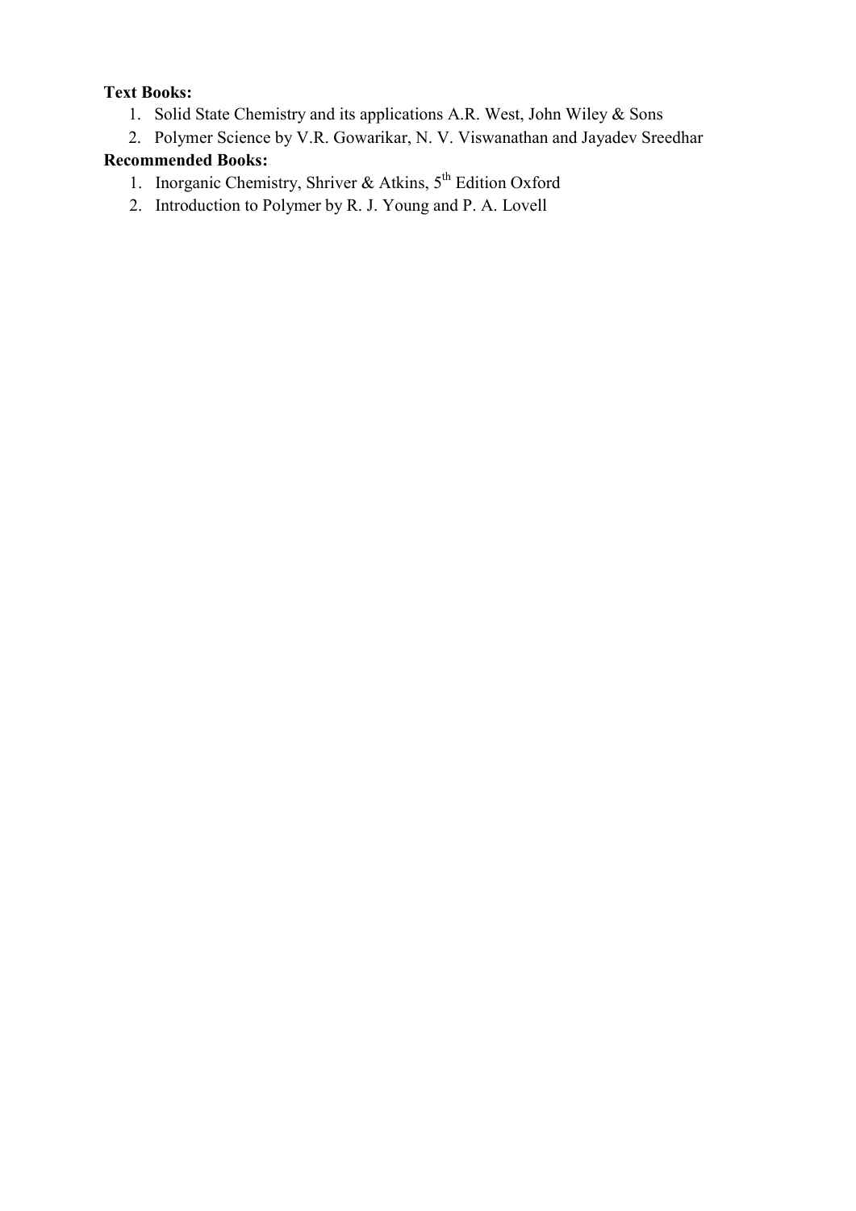**Text Books:**

1. Solid State Chemistry and its applications A.R. West, John Wiley & Sons
2. Polymer Science by V.R. Gowarikar, N. V. Viswanathan and Jayadev Sreedhar

**Recommended Books:**

1. Inorganic Chemistry, Shriver & Atkins, 5th Edition Oxford
2. Introduction to Polymer by R. J. Young and P. A. Lovell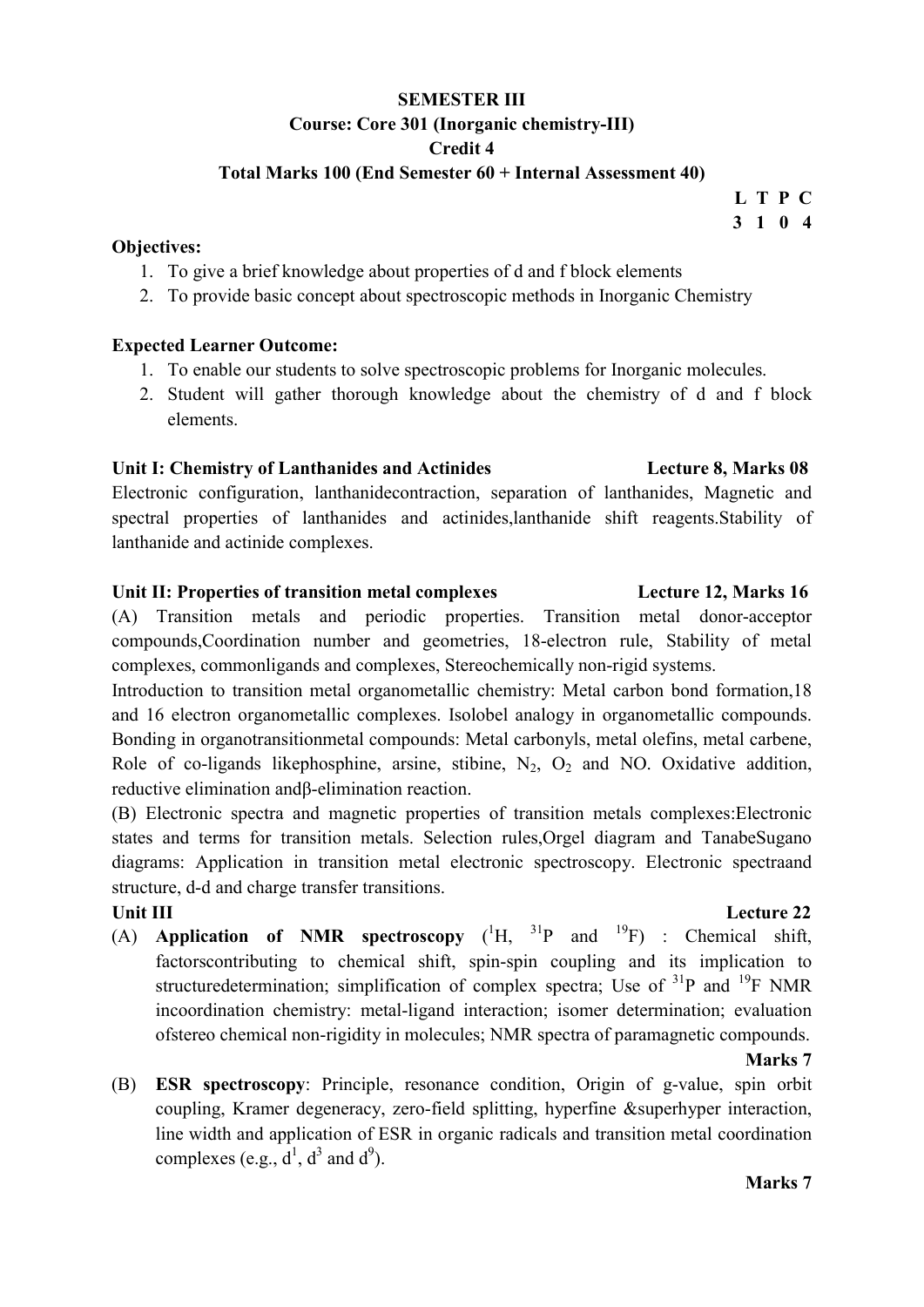**SEMESTER III**

**Course: Core 301 (Inorganic chemistry-III)**

**Credit 4**

**Total Marks 100 (End Semester 60 + Internal Assessment 40)**

| L | T | P | C |
|---|---|---|---|
| 3 | 1 | 0 | 4 |

**Objectives:**

1. To give a brief knowledge about properties of d and f block elements
2. To provide basic concept about spectroscopic methods in Inorganic Chemistry

**Expected Learner Outcome:**

1. To enable our students to solve spectroscopic problems for Inorganic molecules.
2. Student will gather thorough knowledge about the chemistry of d and f block elements.

**Unit I: Chemistry of Lanthanides and Actinides** **Lecture 8, Marks 08**

Electronic configuration, lanthanidecontraction, separation of lanthanides, Magnetic and spectral properties of lanthanides and actinides,lanthanide shift reagents.Stability of lanthanide and actinide complexes.

**Unit II: Properties of transition metal complexes** **Lecture 12, Marks 16**

(A) Transition metals and periodic properties. Transition metal donor-acceptor compounds,Coordination number and geometries, 18-electron rule, Stability of metal complexes, commonligands and complexes, Stereochemically non-rigid systems.

Introduction to transition metal organometallic chemistry: Metal carbon bond formation,18 and 16 electron organometallic complexes. Isolobel analogy in organometallic compounds. Bonding in organotransitionmetal compounds: Metal carbonyls, metal olefins, metal carbene, Role of co-ligands likephosphine, arsine, stibine, $N_2$, $O_2$ and NO. Oxidative addition, reductive elimination andβ-elimination reaction.

(B) Electronic spectra and magnetic properties of transition metals complexes:Electronic states and terms for transition metals. Selection rules,Orgel diagram and TanabeSugano diagrams: Application in transition metal electronic spectroscopy. Electronic spectraand structure, d-d and charge transfer transitions.

**Unit III** **Lecture 22**

(A) **Application of NMR spectroscopy** ($^{1}H$, $^{31}P$ and $^{19}F$) : Chemical shift, factorscontributing to chemical shift, spin-spin coupling and its implication to structuredetermination; simplification of complex spectra; Use of $^{31}P$ and $^{19}F$ NMR incoordination chemistry: metal-ligand interaction; isomer determination; evaluation ofstereo chemical non-rigidity in molecules; NMR spectra of paramagnetic compounds.

**Marks 7**

(B) **ESR spectroscopy**: Principle, resonance condition, Origin of g-value, spin orbit coupling, Kramer degeneracy, zero-field splitting, hyperfine &superhyper interaction, line width and application of ESR in organic radicals and transition metal coordination complexes (e.g., $d^1$, $d^3$ and $d^9$).

**Marks 7**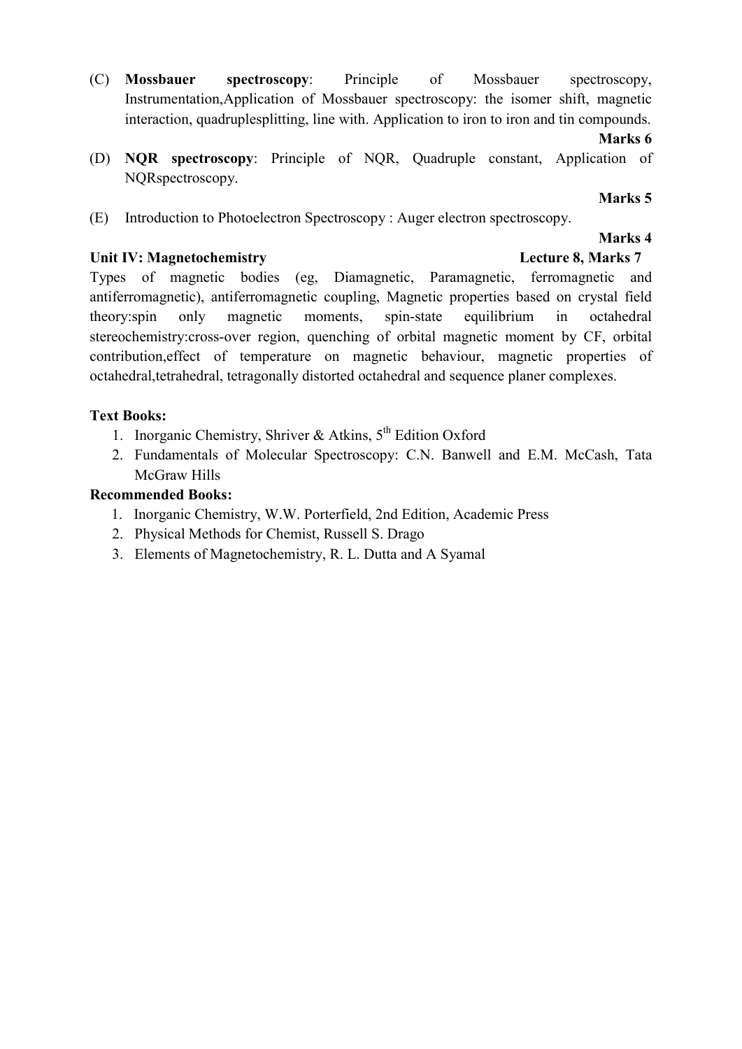(C) **Mossbauer spectroscopy**: Principle of Mossbauer spectroscopy, Instrumentation,Application of Mossbauer spectroscopy: the isomer shift, magnetic interaction, quadruplesplitting, line with. Application to iron to iron and tin compounds.

**Marks 6**

(D) **NQR spectroscopy**: Principle of NQR, Quadruple constant, Application of NQRspectroscopy.

**Marks 5**

(E) Introduction to Photoelectron Spectroscopy : Auger electron spectroscopy.

**Marks 4**

**Unit IV: Magnetochemistry** **Lecture 8, Marks 7**

Types of magnetic bodies (eg, Diamagnetic, Paramagnetic, ferromagnetic and antiferromagnetic), antiferromagnetic coupling, Magnetic properties based on crystal field theory:spin only magnetic moments, spin-state equilibrium in octahedral stereochemistry:cross-over region, quenching of orbital magnetic moment by CF, orbital contribution,effect of temperature on magnetic behaviour, magnetic properties of octahedral,tetrahedral, tetragonally distorted octahedral and sequence planer complexes.

**Text Books:**

1. Inorganic Chemistry, Shriver & Atkins, 5th Edition Oxford
2. Fundamentals of Molecular Spectroscopy: C.N. Banwell and E.M. McCash, Tata McGraw Hills

**Recommended Books:**

1. Inorganic Chemistry, W.W. Porterfield, 2nd Edition, Academic Press
2. Physical Methods for Chemist, Russell S. Drago
3. Elements of Magnetochemistry, R. L. Dutta and A Syamal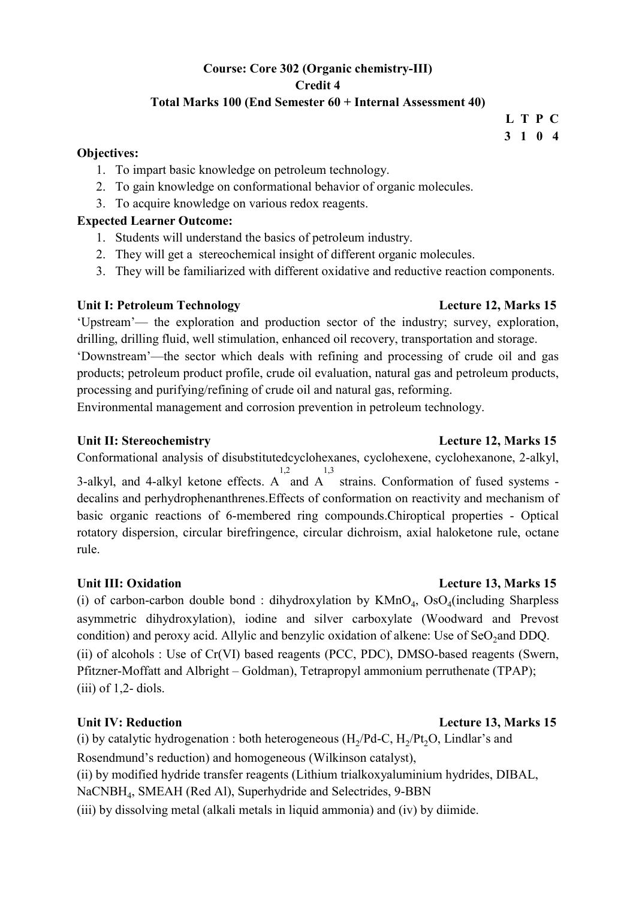**Course: Core 302 (Organic chemistry-III)**
**Credit 4**
**Total Marks 100 (End Semester 60 + Internal Assessment 40)**

| L | T | P | C |
|---|---|---|---|
| 3 | 1 | 0 | 4 |

**Objectives:**

1. To impart basic knowledge on petroleum technology.
2. To gain knowledge on conformational behavior of organic molecules.
3. To acquire knowledge on various redox reagents.

**Expected Learner Outcome:**

1. Students will understand the basics of petroleum industry.
2. They will get a stereochemical insight of different organic molecules.
3. They will be familiarized with different oxidative and reductive reaction components.

**Unit I: Petroleum Technology** **Lecture 12, Marks 15**

'Upstream'— the exploration and production sector of the industry; survey, exploration, drilling, drilling fluid, well stimulation, enhanced oil recovery, transportation and storage.
'Downstream'—the sector which deals with refining and processing of crude oil and gas products; petroleum product profile, crude oil evaluation, natural gas and petroleum products, processing and purifying/refining of crude oil and natural gas, reforming.
Environmental management and corrosion prevention in petroleum technology.

**Unit II: Stereochemistry** **Lecture 12, Marks 15**

Conformational analysis of disubstitutedcyclohexanes, cyclohexene, cyclohexanone, 2-alkyl, 3-alkyl, and 4-alkyl ketone effects. $A^{1,2}$ and $A^{1,3}$ strains. Conformation of fused systems - decalins and perhydrophenanthrenes.Effects of conformation on reactivity and mechanism of basic organic reactions of 6-membered ring compounds.Chiroptical properties - Optical rotatory dispersion, circular birefringence, circular dichroism, axial haloketone rule, octane rule.

**Unit III: Oxidation** **Lecture 13, Marks 15**

(i) of carbon-carbon double bond : dihydroxylation by $KMnO_4$, $OsO_4$(including Sharpless asymmetric dihydroxylation), iodine and silver carboxylate (Woodward and Prevost condition) and peroxy acid. Allylic and benzylic oxidation of alkene: Use of $SeO_2$and DDQ.
(ii) of alcohols : Use of Cr(VI) based reagents (PCC, PDC), DMSO-based reagents (Swern, Pfitzner-Moffatt and Albright – Goldman), Tetrapropyl ammonium perruthenate (TPAP);
(iii) of 1,2- diols.

**Unit IV: Reduction** **Lecture 13, Marks 15**

(i) by catalytic hydrogenation : both heterogeneous ($H_2$/Pd-C, $H_2$/$Pt_2O$, Lindlar's and Rosendmund's reduction) and homogeneous (Wilkinson catalyst),
(ii) by modified hydride transfer reagents (Lithium trialkoxyaluminium hydrides, DIBAL, $NaCNBH_4$, SMEAH (Red Al), Superhydride and Selectrides, 9-BBN
(iii) by dissolving metal (alkali metals in liquid ammonia) and (iv) by diimide.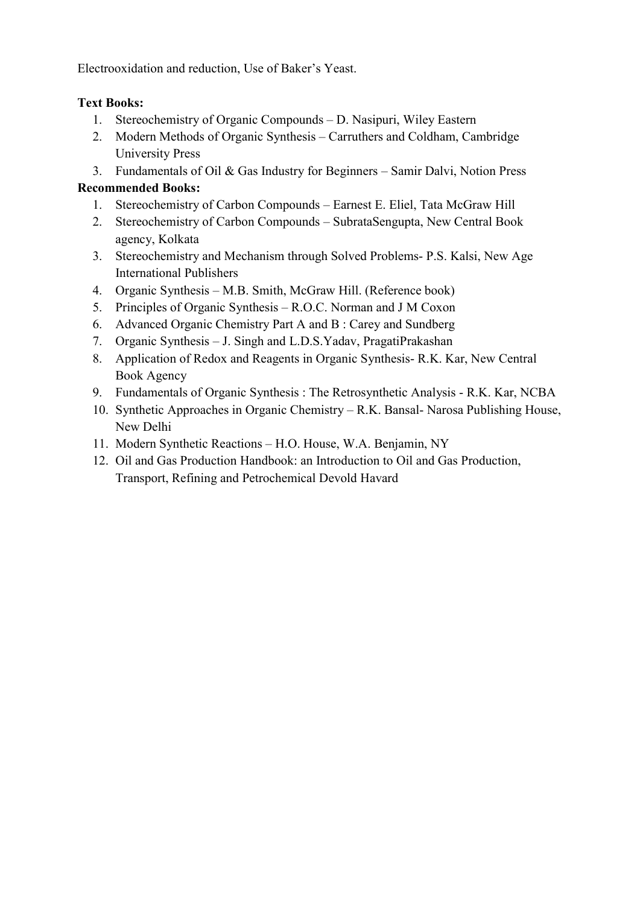Electrooxidation and reduction, Use of Baker's Yeast.

**Text Books:**

1. Stereochemistry of Organic Compounds – D. Nasipuri, Wiley Eastern
2. Modern Methods of Organic Synthesis – Carruthers and Coldham, Cambridge University Press
3. Fundamentals of Oil & Gas Industry for Beginners – Samir Dalvi, Notion Press

**Recommended Books:**

1. Stereochemistry of Carbon Compounds – Earnest E. Eliel, Tata McGraw Hill
2. Stereochemistry of Carbon Compounds – SubrataSengupta, New Central Book agency, Kolkata
3. Stereochemistry and Mechanism through Solved Problems- P.S. Kalsi, New Age International Publishers
4. Organic Synthesis – M.B. Smith, McGraw Hill. (Reference book)
5. Principles of Organic Synthesis – R.O.C. Norman and J M Coxon
6. Advanced Organic Chemistry Part A and B : Carey and Sundberg
7. Organic Synthesis – J. Singh and L.D.S.Yadav, PragatiPrakashan
8. Application of Redox and Reagents in Organic Synthesis- R.K. Kar, New Central Book Agency
9. Fundamentals of Organic Synthesis : The Retrosynthetic Analysis - R.K. Kar, NCBA
10. Synthetic Approaches in Organic Chemistry – R.K. Bansal- Narosa Publishing House, New Delhi
11. Modern Synthetic Reactions – H.O. House, W.A. Benjamin, NY
12. Oil and Gas Production Handbook: an Introduction to Oil and Gas Production, Transport, Refining and Petrochemical Devold Havard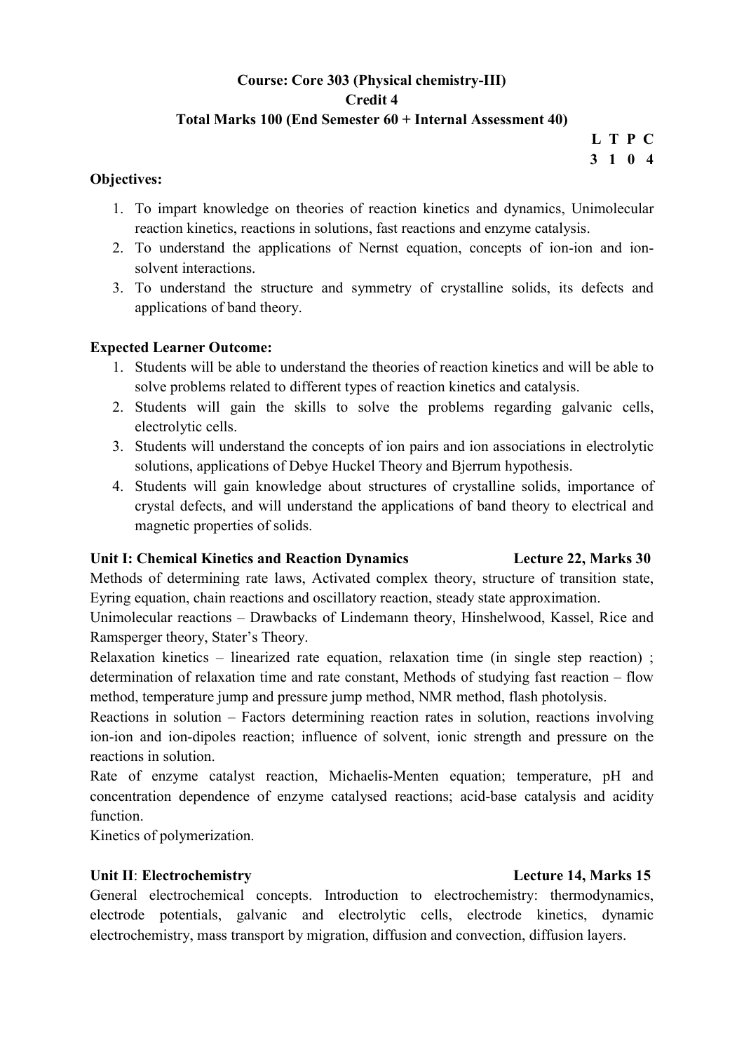**Course: Core 303 (Physical chemistry-III)**
**Credit 4**
**Total Marks 100 (End Semester 60 + Internal Assessment 40)**

| L | T | P | C |
|---|---|---|---|
| 3 | 1 | 0 | 4 |

**Objectives:**

1. To impart knowledge on theories of reaction kinetics and dynamics, Unimolecular reaction kinetics, reactions in solutions, fast reactions and enzyme catalysis.
2. To understand the applications of Nernst equation, concepts of ion-ion and ion-solvent interactions.
3. To understand the structure and symmetry of crystalline solids, its defects and applications of band theory.

**Expected Learner Outcome:**

1. Students will be able to understand the theories of reaction kinetics and will be able to solve problems related to different types of reaction kinetics and catalysis.
2. Students will gain the skills to solve the problems regarding galvanic cells, electrolytic cells.
3. Students will understand the concepts of ion pairs and ion associations in electrolytic solutions, applications of Debye Huckel Theory and Bjerrum hypothesis.
4. Students will gain knowledge about structures of crystalline solids, importance of crystal defects, and will understand the applications of band theory to electrical and magnetic properties of solids.

**Unit I: Chemical Kinetics and Reaction Dynamics** **Lecture 22, Marks 30**

Methods of determining rate laws, Activated complex theory, structure of transition state, Eyring equation, chain reactions and oscillatory reaction, steady state approximation.

Unimolecular reactions – Drawbacks of Lindemann theory, Hinshelwood, Kassel, Rice and Ramsperger theory, Stater's Theory.

Relaxation kinetics – linearized rate equation, relaxation time (in single step reaction) ; determination of relaxation time and rate constant, Methods of studying fast reaction – flow method, temperature jump and pressure jump method, NMR method, flash photolysis.

Reactions in solution – Factors determining reaction rates in solution, reactions involving ion-ion and ion-dipoles reaction; influence of solvent, ionic strength and pressure on the reactions in solution.

Rate of enzyme catalyst reaction, Michaelis-Menten equation; temperature, pH and concentration dependence of enzyme catalysed reactions; acid-base catalysis and acidity function.

Kinetics of polymerization.

**Unit II**: **Electrochemistry** **Lecture 14, Marks 15**

General electrochemical concepts. Introduction to electrochemistry: thermodynamics, electrode potentials, galvanic and electrolytic cells, electrode kinetics, dynamic electrochemistry, mass transport by migration, diffusion and convection, diffusion layers.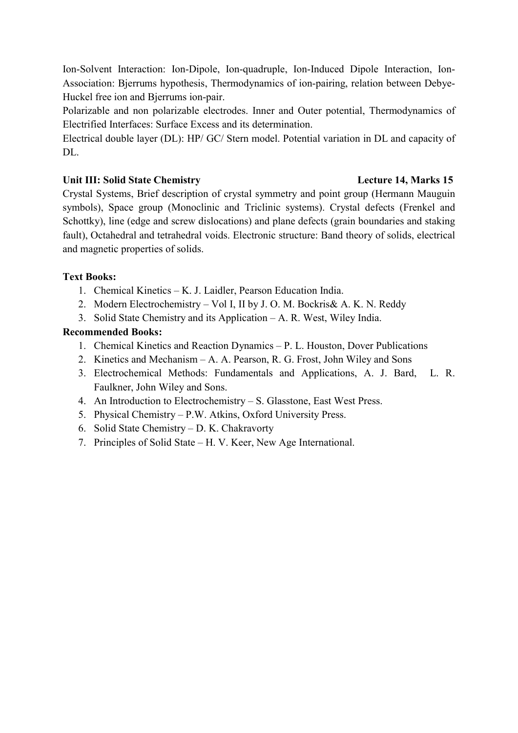Ion-Solvent Interaction: Ion-Dipole, Ion-quadruple, Ion-Induced Dipole Interaction, Ion-Association: Bjerrums hypothesis, Thermodynamics of ion-pairing, relation between Debye-Huckel free ion and Bjerrums ion-pair.

Polarizable and non polarizable electrodes. Inner and Outer potential, Thermodynamics of Electrified Interfaces: Surface Excess and its determination.

Electrical double layer (DL): HP/ GC/ Stern model. Potential variation in DL and capacity of DL.

**Unit III: Solid State Chemistry** **Lecture 14, Marks 15**

Crystal Systems, Brief description of crystal symmetry and point group (Hermann Mauguin symbols), Space group (Monoclinic and Triclinic systems). Crystal defects (Frenkel and Schottky), line (edge and screw dislocations) and plane defects (grain boundaries and staking fault), Octahedral and tetrahedral voids. Electronic structure: Band theory of solids, electrical and magnetic properties of solids.

**Text Books:**

1. Chemical Kinetics – K. J. Laidler, Pearson Education India.
2. Modern Electrochemistry – Vol I, II by J. O. M. Bockris& A. K. N. Reddy
3. Solid State Chemistry and its Application – A. R. West, Wiley India.

**Recommended Books:**

1. Chemical Kinetics and Reaction Dynamics – P. L. Houston, Dover Publications
2. Kinetics and Mechanism – A. A. Pearson, R. G. Frost, John Wiley and Sons
3. Electrochemical Methods: Fundamentals and Applications, A. J. Bard, L. R. Faulkner, John Wiley and Sons.
4. An Introduction to Electrochemistry – S. Glasstone, East West Press.
5. Physical Chemistry – P.W. Atkins, Oxford University Press.
6. Solid State Chemistry – D. K. Chakravorty
7. Principles of Solid State – H. V. Keer, New Age International.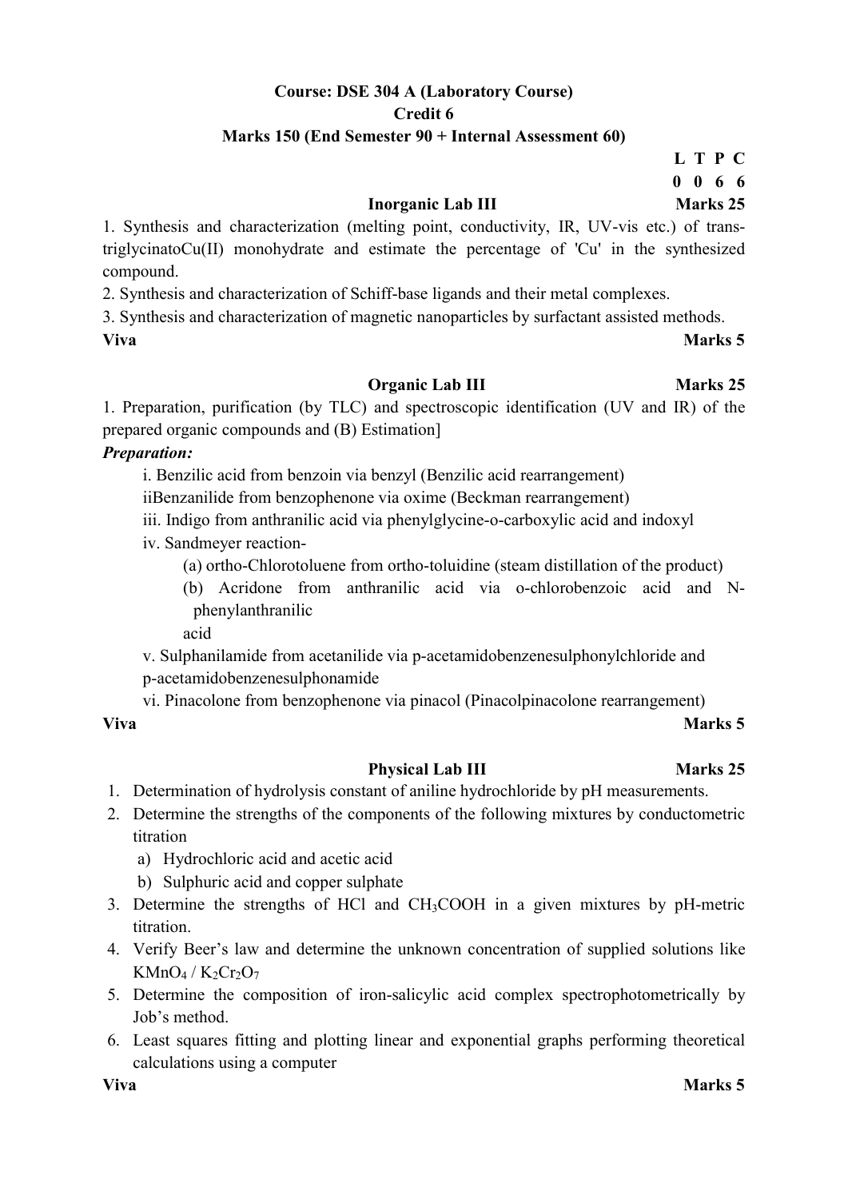**Course: DSE 304 A (Laboratory Course)**

**Credit 6**

**Marks 150 (End Semester 90 + Internal Assessment 60)**

**L T P C**

**0 0 6 6**

### Inorganic Lab III — Marks 25

1. Synthesis and characterization (melting point, conductivity, IR, UV-vis etc.) of trans-triglycinatoCu(II) monohydrate and estimate the percentage of 'Cu' in the synthesized compound.
2. Synthesis and characterization of Schiff-base ligands and their metal complexes.
3. Synthesis and characterization of magnetic nanoparticles by surfactant assisted methods.

**Viva** — **Marks 5**

### Organic Lab III — Marks 25

1. Preparation, purification (by TLC) and spectroscopic identification (UV and IR) of the prepared organic compounds and (B) Estimation]

***Preparation:***

i. Benzilic acid from benzoin via benzyl (Benzilic acid rearrangement)

iiBenzanilide from benzophenone via oxime (Beckman rearrangement)

iii. Indigo from anthranilic acid via phenylglycine-o-carboxylic acid and indoxyl

iv. Sandmeyer reaction-

(a) ortho-Chlorotoluene from ortho-toluidine (steam distillation of the product)

(b) Acridone from anthranilic acid via o-chlorobenzoic acid and N-phenylanthranilic acid

v. Sulphanilamide from acetanilide via p-acetamidobenzenesulphonylchloride and p-acetamidobenzenesulphonamide

vi. Pinacolone from benzophenone via pinacol (Pinacolpinacolone rearrangement)

**Viva** — **Marks 5**

### Physical Lab III — Marks 25

1. Determination of hydrolysis constant of aniline hydrochloride by pH measurements.
2. Determine the strengths of the components of the following mixtures by conductometric titration
   a) Hydrochloric acid and acetic acid
   b) Sulphuric acid and copper sulphate
3. Determine the strengths of HCl and $CH_3COOH$ in a given mixtures by pH-metric titration.
4. Verify Beer's law and determine the unknown concentration of supplied solutions like $KMnO_4$ / $K_2Cr_2O_7$
5. Determine the composition of iron-salicylic acid complex spectrophotometrically by Job's method.
6. Least squares fitting and plotting linear and exponential graphs performing theoretical calculations using a computer

**Viva** — **Marks 5**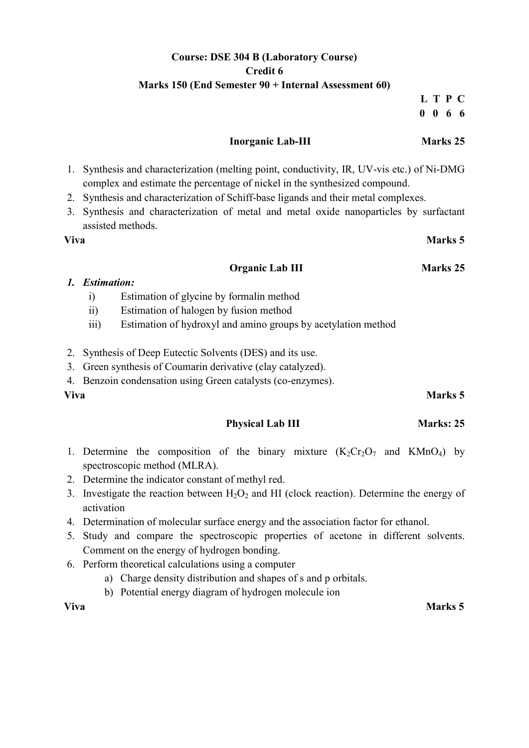**Course: DSE 304 B (Laboratory Course)**

**Credit 6**

**Marks 150 (End Semester 90 + Internal Assessment 60)**

| L | T | P | C |
|---|---|---|---|
| 0 | 0 | 6 | 6 |

### Inorganic Lab-III — Marks 25

1. Synthesis and characterization (melting point, conductivity, IR, UV-vis etc.) of Ni-DMG complex and estimate the percentage of nickel in the synthesized compound.
2. Synthesis and characterization of Schiff-base ligands and their metal complexes.
3. Synthesis and characterization of metal and metal oxide nanoparticles by surfactant assisted methods.

**Viva** — **Marks 5**

### Organic Lab III — Marks 25

1. ***Estimation:***
   i) Estimation of glycine by formalin method
   ii) Estimation of halogen by fusion method
   iii) Estimation of hydroxyl and amino groups by acetylation method

2. Synthesis of Deep Eutectic Solvents (DES) and its use.
3. Green synthesis of Coumarin derivative (clay catalyzed).
4. Benzoin condensation using Green catalysts (co-enzymes).

**Viva** — **Marks 5**

### Physical Lab III — Marks: 25

1. Determine the composition of the binary mixture ($K_2Cr_2O_7$ and $KMnO_4$) by spectroscopic method (MLRA).
2. Determine the indicator constant of methyl red.
3. Investigate the reaction between $H_2O_2$ and HI (clock reaction). Determine the energy of activation
4. Determination of molecular surface energy and the association factor for ethanol.
5. Study and compare the spectroscopic properties of acetone in different solvents. Comment on the energy of hydrogen bonding.
6. Perform theoretical calculations using a computer
   a) Charge density distribution and shapes of s and p orbitals.
   b) Potential energy diagram of hydrogen molecule ion

**Viva** — **Marks 5**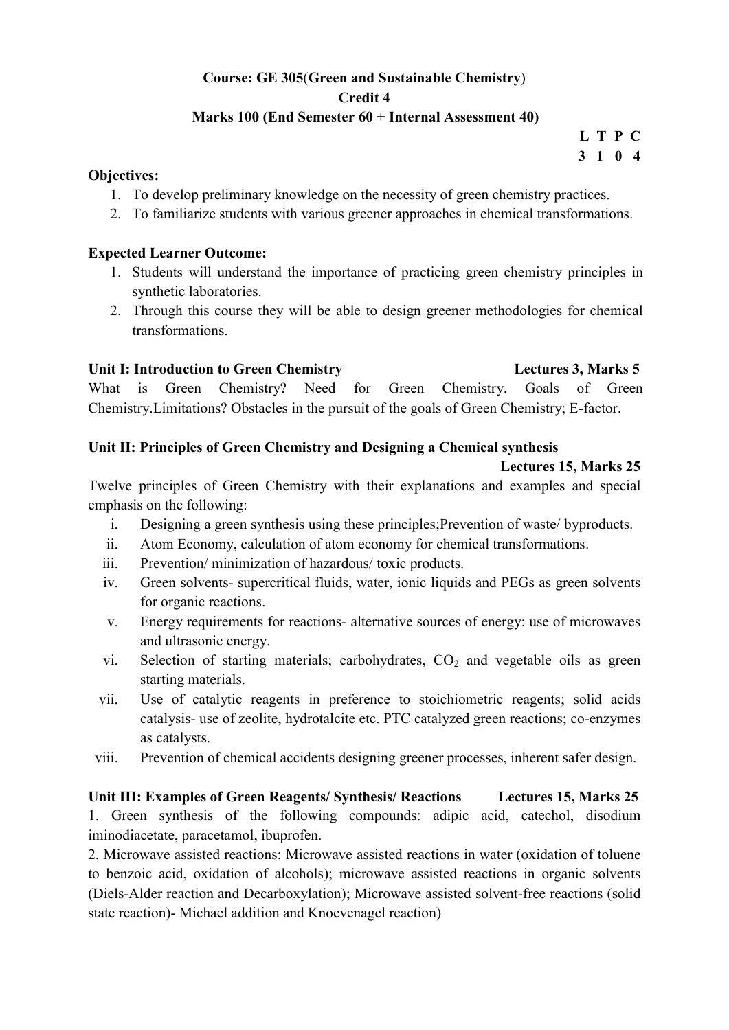**Course: GE 305(Green and Sustainable Chemistry)**
**Credit 4**
**Marks 100 (End Semester 60 + Internal Assessment 40)**

| L | T | P | C |
|---|---|---|---|
| 3 | 1 | 0 | 4 |

**Objectives:**

1. To develop preliminary knowledge on the necessity of green chemistry practices.
2. To familiarize students with various greener approaches in chemical transformations.

**Expected Learner Outcome:**

1. Students will understand the importance of practicing green chemistry principles in synthetic laboratories.
2. Through this course they will be able to design greener methodologies for chemical transformations.

**Unit I: Introduction to Green Chemistry** **Lectures 3, Marks 5**

What is Green Chemistry? Need for Green Chemistry. Goals of Green Chemistry.Limitations? Obstacles in the pursuit of the goals of Green Chemistry; E-factor.

**Unit II: Principles of Green Chemistry and Designing a Chemical synthesis**
**Lectures 15, Marks 25**

Twelve principles of Green Chemistry with their explanations and examples and special emphasis on the following:

i. Designing a green synthesis using these principles;Prevention of waste/ byproducts.
ii. Atom Economy, calculation of atom economy for chemical transformations.
iii. Prevention/ minimization of hazardous/ toxic products.
iv. Green solvents- supercritical fluids, water, ionic liquids and PEGs as green solvents for organic reactions.
v. Energy requirements for reactions- alternative sources of energy: use of microwaves and ultrasonic energy.
vi. Selection of starting materials; carbohydrates, $CO_2$ and vegetable oils as green starting materials.
vii. Use of catalytic reagents in preference to stoichiometric reagents; solid acids catalysis- use of zeolite, hydrotalcite etc. PTC catalyzed green reactions; co-enzymes as catalysts.
viii. Prevention of chemical accidents designing greener processes, inherent safer design.

**Unit III: Examples of Green Reagents/ Synthesis/ Reactions** **Lectures 15, Marks 25**

1. Green synthesis of the following compounds: adipic acid, catechol, disodium iminodiacetate, paracetamol, ibuprofen.

2. Microwave assisted reactions: Microwave assisted reactions in water (oxidation of toluene to benzoic acid, oxidation of alcohols); microwave assisted reactions in organic solvents (Diels-Alder reaction and Decarboxylation); Microwave assisted solvent-free reactions (solid state reaction)- Michael addition and Knoevenagel reaction)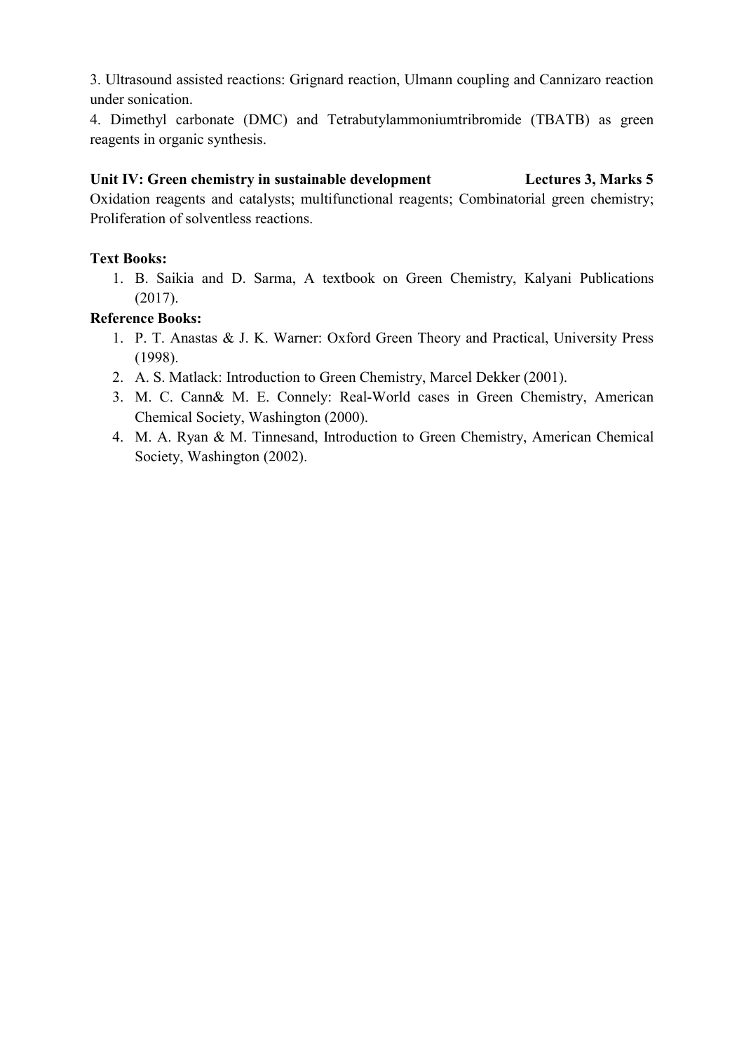3. Ultrasound assisted reactions: Grignard reaction, Ulmann coupling and Cannizaro reaction under sonication.

4. Dimethyl carbonate (DMC) and Tetrabutylammoniumtribromide (TBATB) as green reagents in organic synthesis.

**Unit IV: Green chemistry in sustainable development** **Lectures 3, Marks 5**

Oxidation reagents and catalysts; multifunctional reagents; Combinatorial green chemistry; Proliferation of solventless reactions.

**Text Books:**

1. B. Saikia and D. Sarma, A textbook on Green Chemistry, Kalyani Publications (2017).

**Reference Books:**

1. P. T. Anastas & J. K. Warner: Oxford Green Theory and Practical, University Press (1998).
2. A. S. Matlack: Introduction to Green Chemistry, Marcel Dekker (2001).
3. M. C. Cann& M. E. Connely: Real-World cases in Green Chemistry, American Chemical Society, Washington (2000).
4. M. A. Ryan & M. Tinnesand, Introduction to Green Chemistry, American Chemical Society, Washington (2002).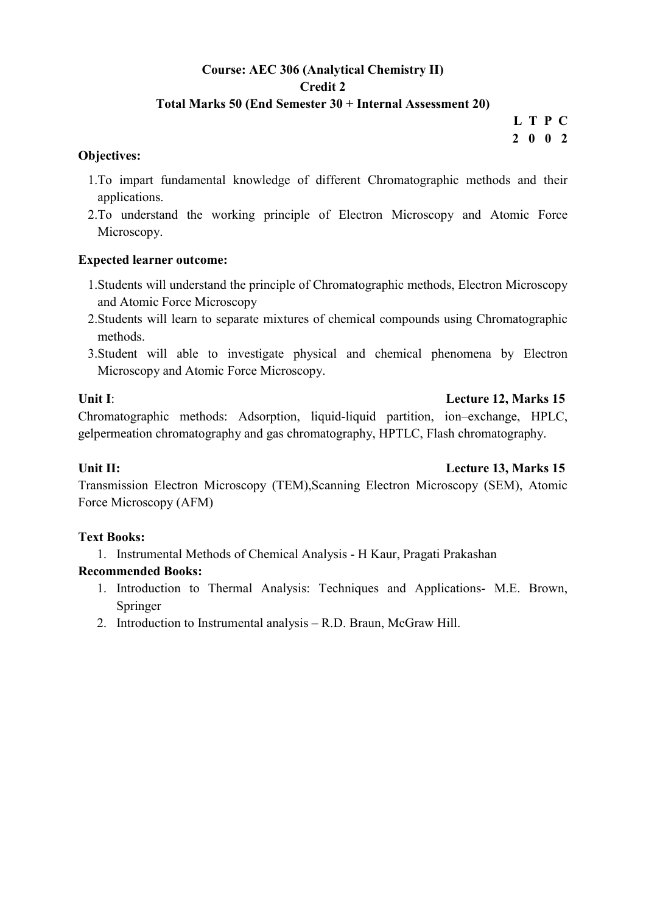**Course: AEC 306 (Analytical Chemistry II)**
**Credit 2**
**Total Marks 50 (End Semester 30 + Internal Assessment 20)**

| L | T | P | C |
|---|---|---|---|
| 2 | 0 | 0 | 2 |

**Objectives:**

1. To impart fundamental knowledge of different Chromatographic methods and their applications.
2. To understand the working principle of Electron Microscopy and Atomic Force Microscopy.

**Expected learner outcome:**

1. Students will understand the principle of Chromatographic methods, Electron Microscopy and Atomic Force Microscopy
2. Students will learn to separate mixtures of chemical compounds using Chromatographic methods.
3. Student will able to investigate physical and chemical phenomena by Electron Microscopy and Atomic Force Microscopy.

**Unit I**: **Lecture 12, Marks 15**

Chromatographic methods: Adsorption, liquid-liquid partition, ion–exchange, HPLC, gelpermeation chromatography and gas chromatography, HPTLC, Flash chromatography.

**Unit II: Lecture 13, Marks 15**

Transmission Electron Microscopy (TEM),Scanning Electron Microscopy (SEM), Atomic Force Microscopy (AFM)

**Text Books:**

1. Instrumental Methods of Chemical Analysis - H Kaur, Pragati Prakashan

**Recommended Books:**

1. Introduction to Thermal Analysis: Techniques and Applications- M.E. Brown, Springer
2. Introduction to Instrumental analysis – R.D. Braun, McGraw Hill.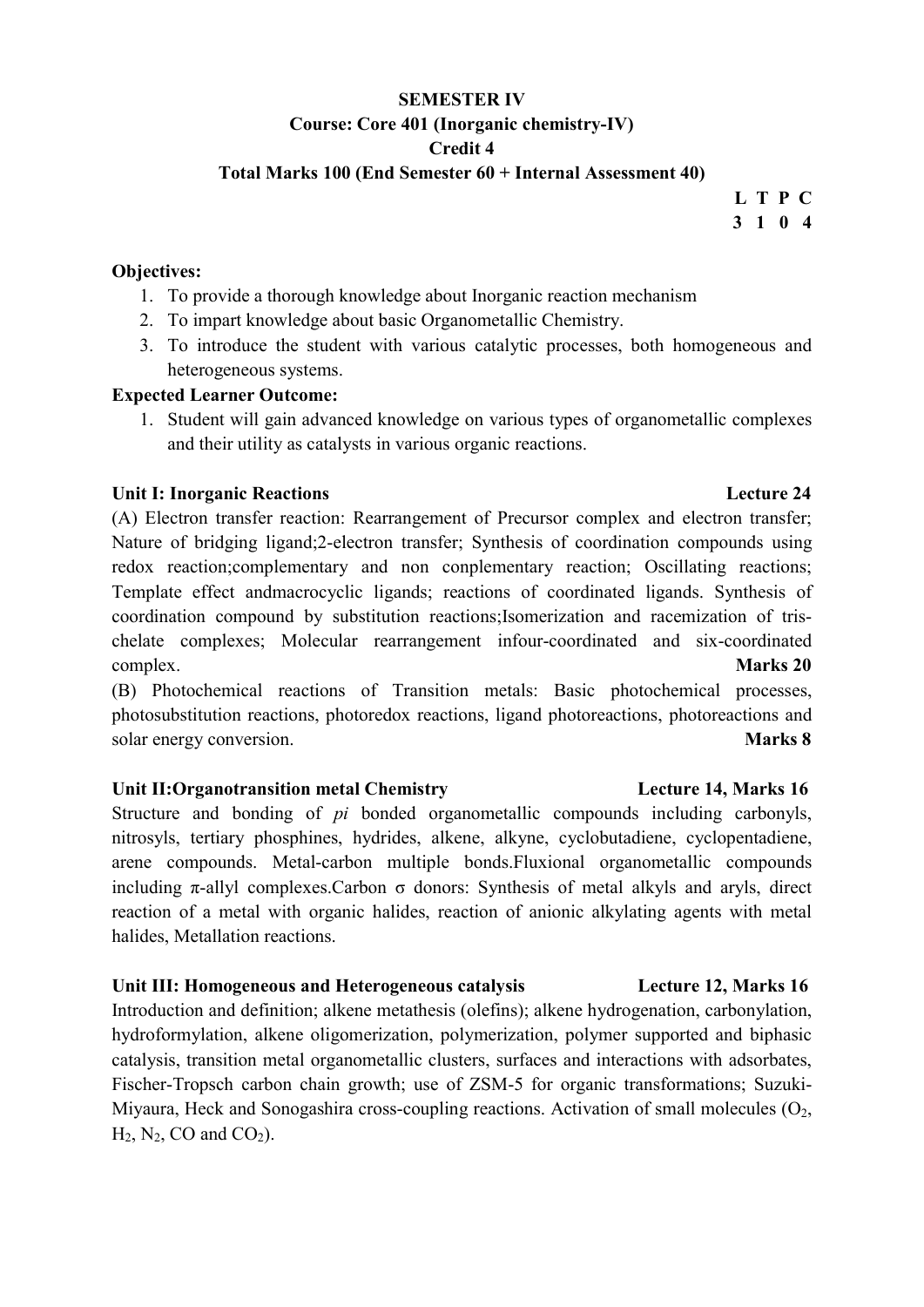**SEMESTER IV**

**Course: Core 401 (Inorganic chemistry-IV)**

**Credit 4**

**Total Marks 100 (End Semester 60 + Internal Assessment 40)**

| L | T | P | C |
|---|---|---|---|
| 3 | 1 | 0 | 4 |

**Objectives:**

1. To provide a thorough knowledge about Inorganic reaction mechanism
2. To impart knowledge about basic Organometallic Chemistry.
3. To introduce the student with various catalytic processes, both homogeneous and heterogeneous systems.

**Expected Learner Outcome:**

1. Student will gain advanced knowledge on various types of organometallic complexes and their utility as catalysts in various organic reactions.

**Unit I: Inorganic Reactions** **Lecture 24**

(A) Electron transfer reaction: Rearrangement of Precursor complex and electron transfer; Nature of bridging ligand;2-electron transfer; Synthesis of coordination compounds using redox reaction;complementary and non conplementary reaction; Oscillating reactions; Template effect andmacrocyclic ligands; reactions of coordinated ligands. Synthesis of coordination compound by substitution reactions;Isomerization and racemization of tris-chelate complexes; Molecular rearrangement infour-coordinated and six-coordinated complex. **Marks 20**

(B) Photochemical reactions of Transition metals: Basic photochemical processes, photosubstitution reactions, photoredox reactions, ligand photoreactions, photoreactions and solar energy conversion. **Marks 8**

**Unit II:Organotransition metal Chemistry** **Lecture 14, Marks 16**

Structure and bonding of *pi* bonded organometallic compounds including carbonyls, nitrosyls, tertiary phosphines, hydrides, alkene, alkyne, cyclobutadiene, cyclopentadiene, arene compounds. Metal-carbon multiple bonds.Fluxional organometallic compounds including π-allyl complexes.Carbon σ donors: Synthesis of metal alkyls and aryls, direct reaction of a metal with organic halides, reaction of anionic alkylating agents with metal halides, Metallation reactions.

**Unit III: Homogeneous and Heterogeneous catalysis** **Lecture 12, Marks 16**

Introduction and definition; alkene metathesis (olefins); alkene hydrogenation, carbonylation, hydroformylation, alkene oligomerization, polymerization, polymer supported and biphasic catalysis, transition metal organometallic clusters, surfaces and interactions with adsorbates, Fischer-Tropsch carbon chain growth; use of ZSM-5 for organic transformations; Suzuki-Miyaura, Heck and Sonogashira cross-coupling reactions. Activation of small molecules ($O_2$, $H_2$, $N_2$, CO and $CO_2$).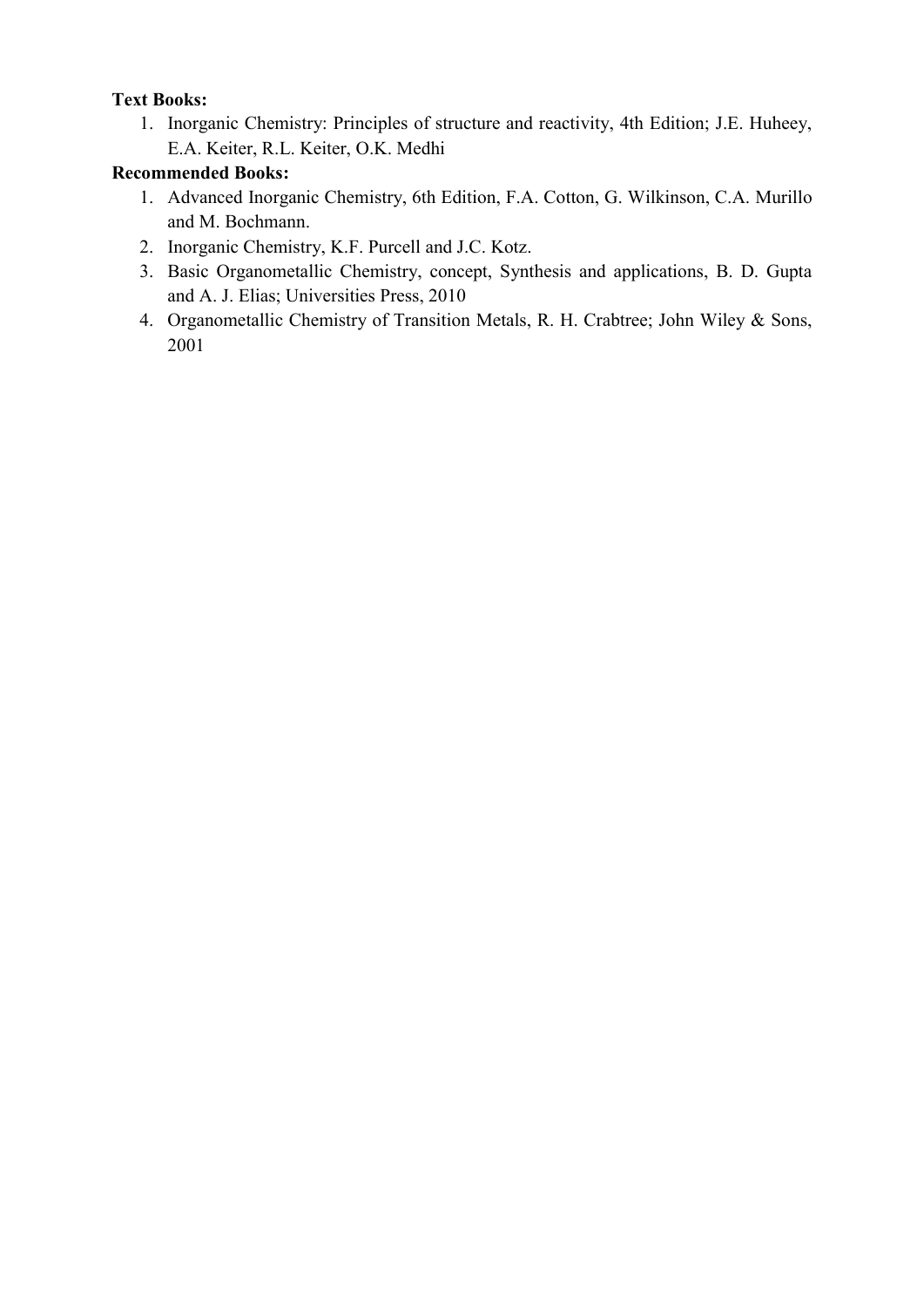**Text Books:**

1. Inorganic Chemistry: Principles of structure and reactivity, 4th Edition; J.E. Huheey, E.A. Keiter, R.L. Keiter, O.K. Medhi

**Recommended Books:**

1. Advanced Inorganic Chemistry, 6th Edition, F.A. Cotton, G. Wilkinson, C.A. Murillo and M. Bochmann.
2. Inorganic Chemistry, K.F. Purcell and J.C. Kotz.
3. Basic Organometallic Chemistry, concept, Synthesis and applications, B. D. Gupta and A. J. Elias; Universities Press, 2010
4. Organometallic Chemistry of Transition Metals, R. H. Crabtree; John Wiley & Sons, 2001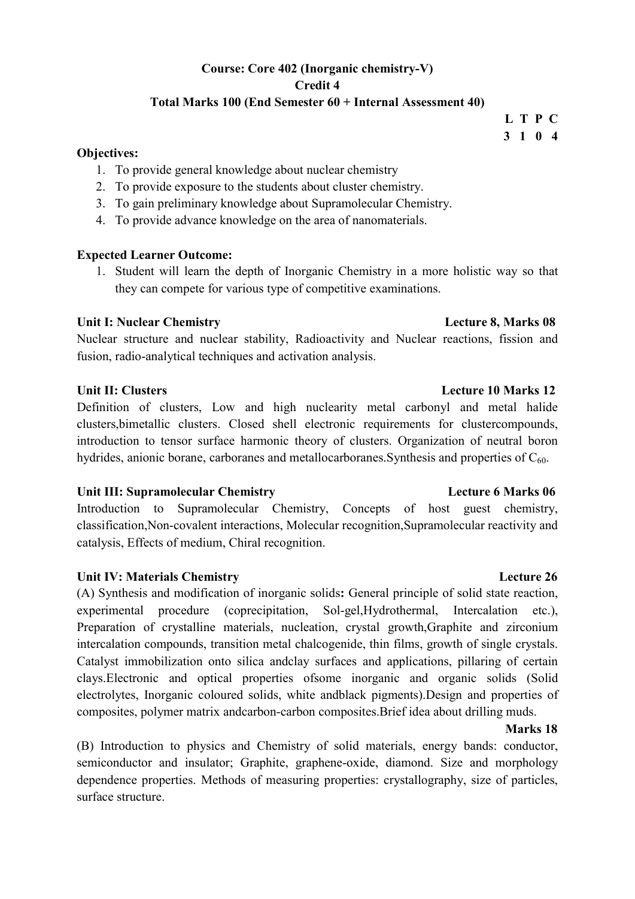**Course: Core 402 (Inorganic chemistry-V)**

**Credit 4**

**Total Marks 100 (End Semester 60 + Internal Assessment 40)**

| L | T | P | C |
|---|---|---|---|
| 3 | 1 | 0 | 4 |

**Objectives:**

1. To provide general knowledge about nuclear chemistry
2. To provide exposure to the students about cluster chemistry.
3. To gain preliminary knowledge about Supramolecular Chemistry.
4. To provide advance knowledge on the area of nanomaterials.

**Expected Learner Outcome:**

1. Student will learn the depth of Inorganic Chemistry in a more holistic way so that they can compete for various type of competitive examinations.

**Unit I: Nuclear Chemistry** **Lecture 8, Marks 08**

Nuclear structure and nuclear stability, Radioactivity and Nuclear reactions, fission and fusion, radio-analytical techniques and activation analysis.

**Unit II: Clusters** **Lecture 10 Marks 12**

Definition of clusters, Low and high nuclearity metal carbonyl and metal halide clusters,bimetallic clusters. Closed shell electronic requirements for clustercompounds, introduction to tensor surface harmonic theory of clusters. Organization of neutral boron hydrides, anionic borane, carboranes and metallocarboranes.Synthesis and properties of $C_{60}$.

**Unit III: Supramolecular Chemistry** **Lecture 6 Marks 06**

Introduction to Supramolecular Chemistry, Concepts of host guest chemistry, classification,Non-covalent interactions, Molecular recognition,Supramolecular reactivity and catalysis, Effects of medium, Chiral recognition.

**Unit IV: Materials Chemistry** **Lecture 26**

(A) Synthesis and modification of inorganic solids**:** General principle of solid state reaction, experimental procedure (coprecipitation, Sol-gel,Hydrothermal, Intercalation etc.), Preparation of crystalline materials, nucleation, crystal growth,Graphite and zirconium intercalation compounds, transition metal chalcogenide, thin films, growth of single crystals. Catalyst immobilization onto silica andclay surfaces and applications, pillaring of certain clays.Electronic and optical properties ofsome inorganic and organic solids (Solid electrolytes, Inorganic coloured solids, white andblack pigments).Design and properties of composites, polymer matrix andcarbon-carbon composites.Brief idea about drilling muds.

**Marks 18**

(B) Introduction to physics and Chemistry of solid materials, energy bands: conductor, semiconductor and insulator; Graphite, graphene-oxide, diamond. Size and morphology dependence properties. Methods of measuring properties: crystallography, size of particles, surface structure.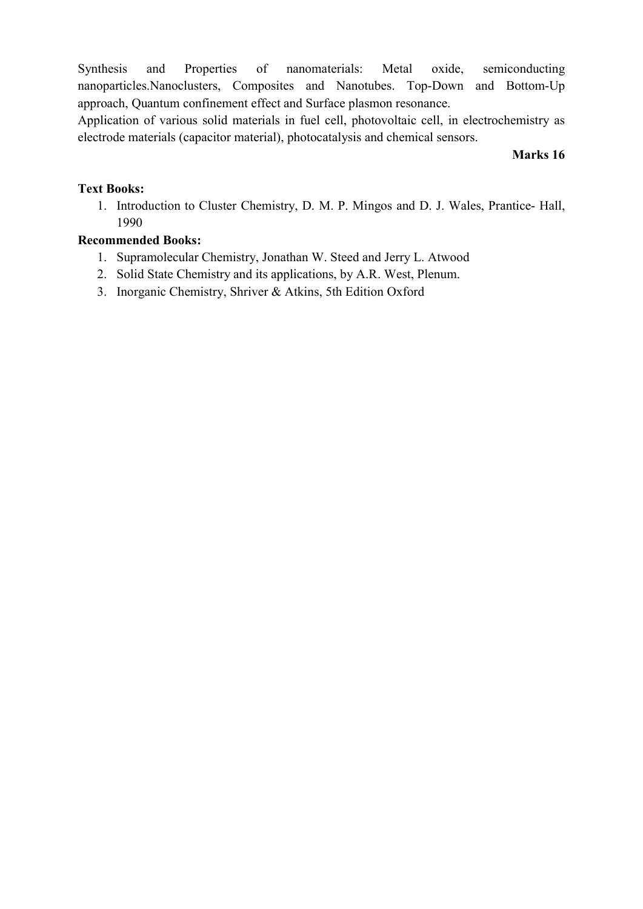Synthesis and Properties of nanomaterials: Metal oxide, semiconducting nanoparticles.Nanoclusters, Composites and Nanotubes. Top-Down and Bottom-Up approach, Quantum confinement effect and Surface plasmon resonance.

Application of various solid materials in fuel cell, photovoltaic cell, in electrochemistry as electrode materials (capacitor material), photocatalysis and chemical sensors.

**Marks 16**

**Text Books:**

1. Introduction to Cluster Chemistry, D. M. P. Mingos and D. J. Wales, Prantice- Hall, 1990

**Recommended Books:**

1. Supramolecular Chemistry, Jonathan W. Steed and Jerry L. Atwood
2. Solid State Chemistry and its applications, by A.R. West, Plenum.
3. Inorganic Chemistry, Shriver & Atkins, 5th Edition Oxford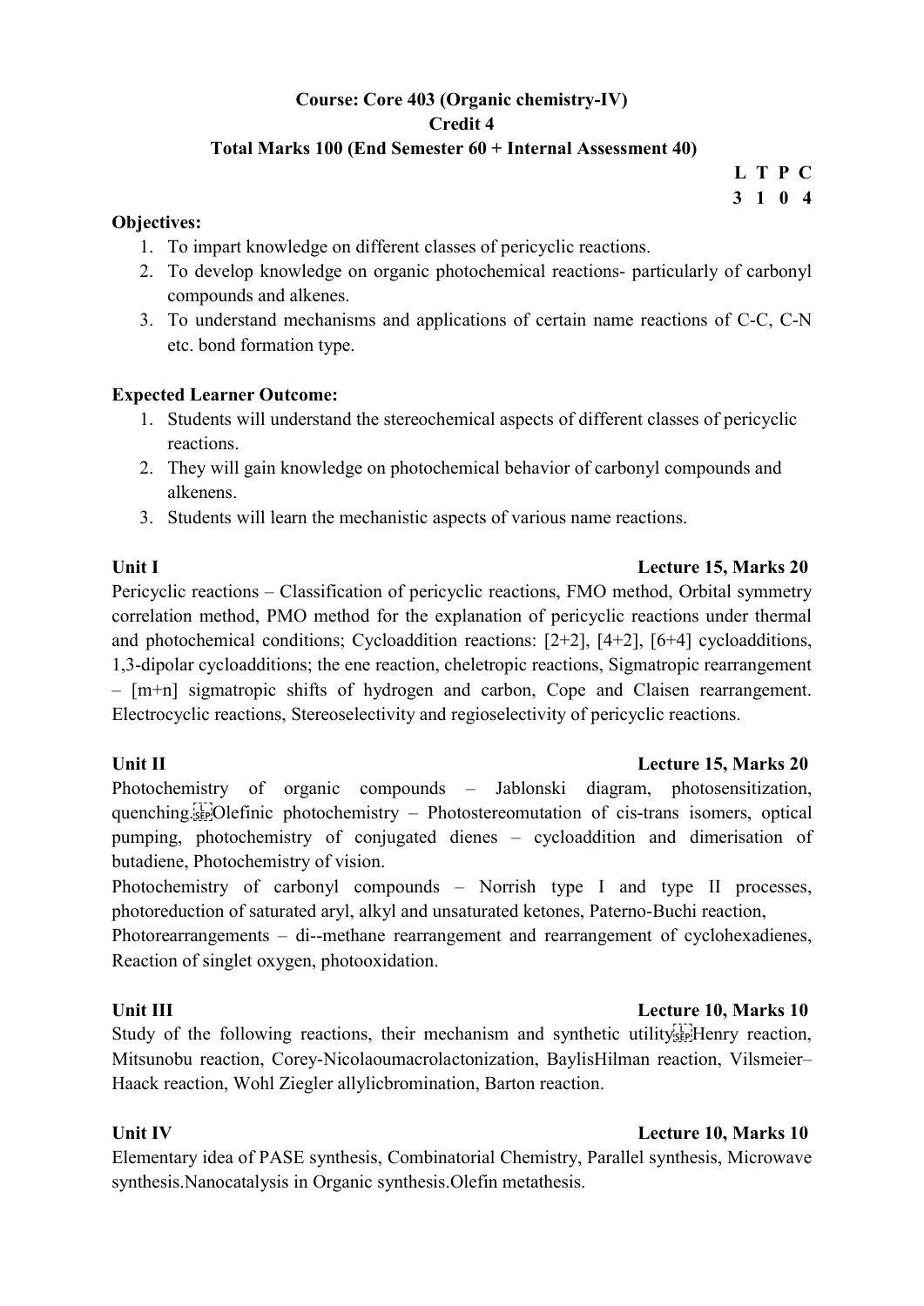**Course: Core 403 (Organic chemistry-IV)**

**Credit 4**

**Total Marks 100 (End Semester 60 + Internal Assessment 40)**

**L T P C**
**3 1 0 4**

**Objectives:**

1. To impart knowledge on different classes of pericyclic reactions.
2. To develop knowledge on organic photochemical reactions- particularly of carbonyl compounds and alkenes.
3. To understand mechanisms and applications of certain name reactions of C-C, C-N etc. bond formation type.

**Expected Learner Outcome:**

1. Students will understand the stereochemical aspects of different classes of pericyclic reactions.
2. They will gain knowledge on photochemical behavior of carbonyl compounds and alkenens.
3. Students will learn the mechanistic aspects of various name reactions.

**Unit I** **Lecture 15, Marks 20**

Pericyclic reactions – Classification of pericyclic reactions, FMO method, Orbital symmetry correlation method, PMO method for the explanation of pericyclic reactions under thermal and photochemical conditions; Cycloaddition reactions: [2+2], [4+2], [6+4] cycloadditions, 1,3-dipolar cycloadditions; the ene reaction, cheletropic reactions, Sigmatropic rearrangement – [m+n] sigmatropic shifts of hydrogen and carbon, Cope and Claisen rearrangement. Electrocyclic reactions, Stereoselectivity and regioselectivity of pericyclic reactions.

**Unit II** **Lecture 15, Marks 20**

Photochemistry of organic compounds – Jablonski diagram, photosensitization, quenching. Olefinic photochemistry – Photostereomutation of cis-trans isomers, optical pumping, photochemistry of conjugated dienes – cycloaddition and dimerisation of butadiene, Photochemistry of vision.

Photochemistry of carbonyl compounds – Norrish type I and type II processes, photoreduction of saturated aryl, alkyl and unsaturated ketones, Paterno-Buchi reaction,

Photorearrangements – di--methane rearrangement and rearrangement of cyclohexadienes, Reaction of singlet oxygen, photooxidation.

**Unit III** **Lecture 10, Marks 10**

Study of the following reactions, their mechanism and synthetic utility. Henry reaction, Mitsunobu reaction, Corey-Nicolaoumacrolactonization, BaylisHilman reaction, Vilsmeier–Haack reaction, Wohl Ziegler allylicbromination, Barton reaction.

**Unit IV** **Lecture 10, Marks 10**

Elementary idea of PASE synthesis, Combinatorial Chemistry, Parallel synthesis, Microwave synthesis.Nanocatalysis in Organic synthesis.Olefin metathesis.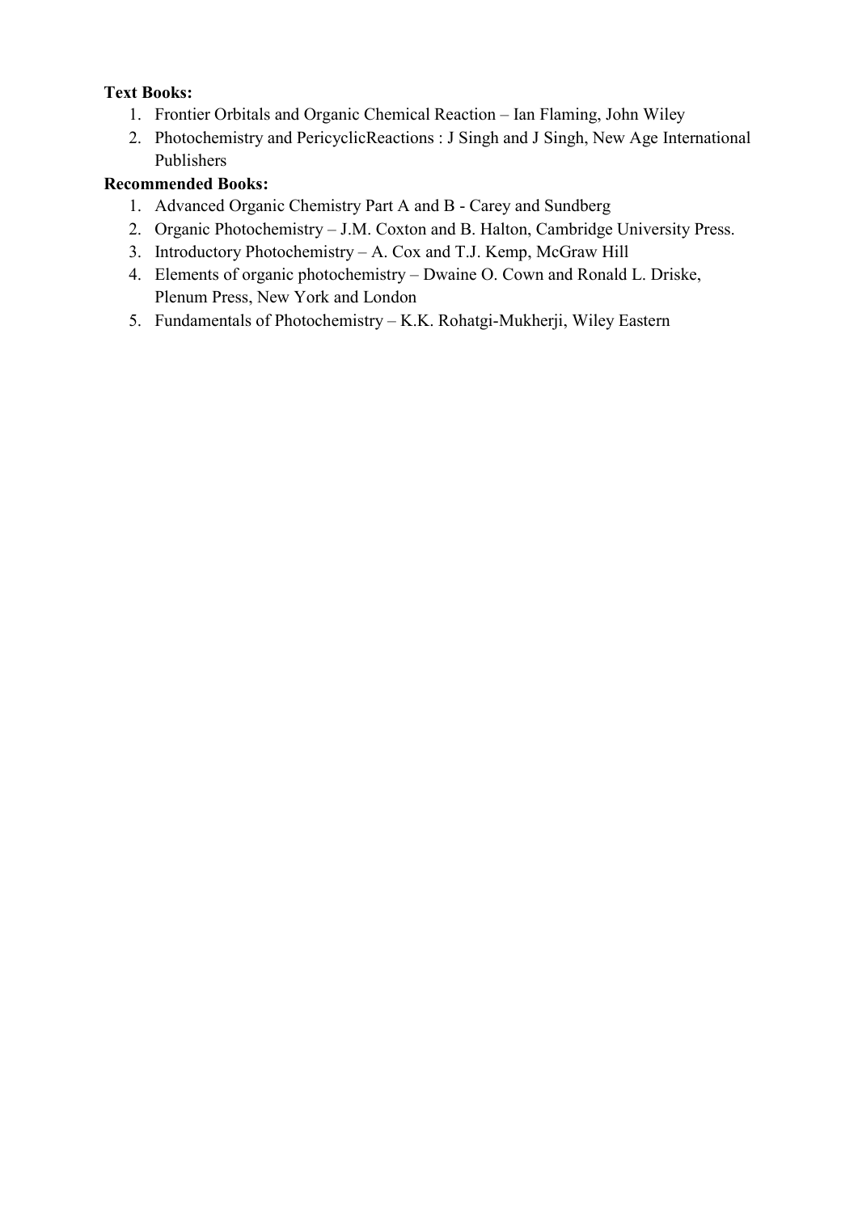**Text Books:**

1. Frontier Orbitals and Organic Chemical Reaction – Ian Flaming, John Wiley
2. Photochemistry and PericyclicReactions : J Singh and J Singh, New Age International Publishers

**Recommended Books:**

1. Advanced Organic Chemistry Part A and B - Carey and Sundberg
2. Organic Photochemistry – J.M. Coxton and B. Halton, Cambridge University Press.
3. Introductory Photochemistry – A. Cox and T.J. Kemp, McGraw Hill
4. Elements of organic photochemistry – Dwaine O. Cown and Ronald L. Driske, Plenum Press, New York and London
5. Fundamentals of Photochemistry – K.K. Rohatgi-Mukherji, Wiley Eastern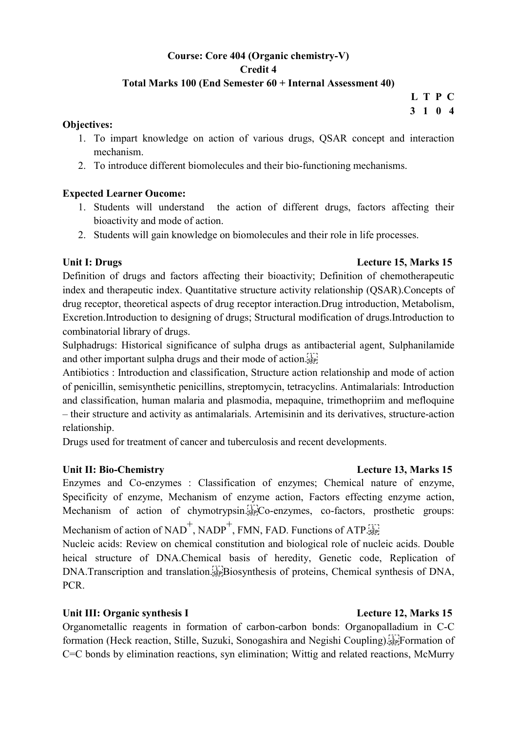**Course: Core 404 (Organic chemistry-V)**

**Credit 4**

**Total Marks 100 (End Semester 60 + Internal Assessment 40)**

| L | T | P | C |
|---|---|---|---|
| 3 | 1 | 0 | 4 |

**Objectives:**

1. To impart knowledge on action of various drugs, QSAR concept and interaction mechanism.
2. To introduce different biomolecules and their bio-functioning mechanisms.

**Expected Learner Oucome:**

1. Students will understand the action of different drugs, factors affecting their bioactivity and mode of action.
2. Students will gain knowledge on biomolecules and their role in life processes.

**Unit I: Drugs** **Lecture 15, Marks 15**

Definition of drugs and factors affecting their bioactivity; Definition of chemotherapeutic index and therapeutic index. Quantitative structure activity relationship (QSAR).Concepts of drug receptor, theoretical aspects of drug receptor interaction.Drug introduction, Metabolism, Excretion.Introduction to designing of drugs; Structural modification of drugs.Introduction to combinatorial library of drugs.

Sulphadrugs: Historical significance of sulpha drugs as antibacterial agent, Sulphanilamide and other important sulpha drugs and their mode of action.

Antibiotics : Introduction and classification, Structure action relationship and mode of action of penicillin, semisynthetic penicillins, streptomycin, tetracyclins. Antimalarials: Introduction and classification, human malaria and plasmodia, mepaquine, trimethopriim and mefloquine – their structure and activity as antimalarials. Artemisinin and its derivatives, structure-action relationship.

Drugs used for treatment of cancer and tuberculosis and recent developments.

**Unit II: Bio-Chemistry** **Lecture 13, Marks 15**

Enzymes and Co-enzymes : Classification of enzymes; Chemical nature of enzyme, Specificity of enzyme, Mechanism of enzyme action, Factors effecting enzyme action, Mechanism of action of chymotrypsin.Co-enzymes, co-factors, prosthetic groups: Mechanism of action of $NAD^+$, $NADP^+$, FMN, FAD. Functions of ATP.

Nucleic acids: Review on chemical constitution and biological role of nucleic acids. Double heical structure of DNA.Chemical basis of heredity, Genetic code, Replication of DNA.Transcription and translation.Biosynthesis of proteins, Chemical synthesis of DNA, PCR.

**Unit III: Organic synthesis I** **Lecture 12, Marks 15**

Organometallic reagents in formation of carbon-carbon bonds: Organopalladium in C-C formation (Heck reaction, Stille, Suzuki, Sonogashira and Negishi Coupling).Formation of C=C bonds by elimination reactions, syn elimination; Wittig and related reactions, McMurry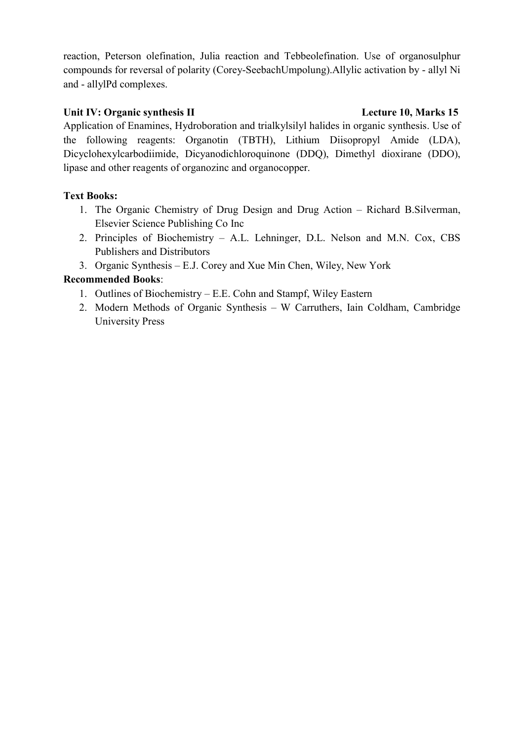reaction, Peterson olefination, Julia reaction and Tebbeolefination. Use of organosulphur compounds for reversal of polarity (Corey-SeebachUmpolung).Allylic activation by - allyl Ni and - allylPd complexes.

**Unit IV: Organic synthesis II** **Lecture 10, Marks 15**

Application of Enamines, Hydroboration and trialkylsilyl halides in organic synthesis. Use of the following reagents: Organotin (TBTH), Lithium Diisopropyl Amide (LDA), Dicyclohexylcarbodiimide, Dicyanodichloroquinone (DDQ), Dimethyl dioxirane (DDO), lipase and other reagents of organozinc and organocopper.

**Text Books:**

1. The Organic Chemistry of Drug Design and Drug Action – Richard B.Silverman, Elsevier Science Publishing Co Inc
2. Principles of Biochemistry – A.L. Lehninger, D.L. Nelson and M.N. Cox, CBS Publishers and Distributors
3. Organic Synthesis – E.J. Corey and Xue Min Chen, Wiley, New York

**Recommended Books**:

1. Outlines of Biochemistry – E.E. Cohn and Stampf, Wiley Eastern
2. Modern Methods of Organic Synthesis – W Carruthers, Iain Coldham, Cambridge University Press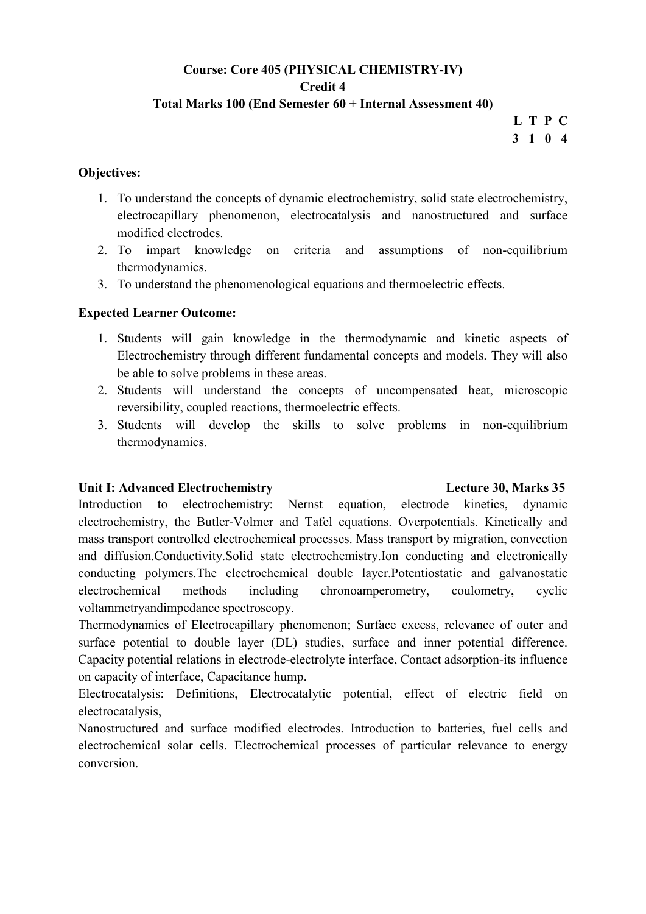**Course: Core 405 (PHYSICAL CHEMISTRY-IV)**
**Credit 4**
**Total Marks 100 (End Semester 60 + Internal Assessment 40)**

| L | T | P | C |
|---|---|---|---|
| 3 | 1 | 0 | 4 |

**Objectives:**

1. To understand the concepts of dynamic electrochemistry, solid state electrochemistry, electrocapillary phenomenon, electrocatalysis and nanostructured and surface modified electrodes.
2. To impart knowledge on criteria and assumptions of non-equilibrium thermodynamics.
3. To understand the phenomenological equations and thermoelectric effects.

**Expected Learner Outcome:**

1. Students will gain knowledge in the thermodynamic and kinetic aspects of Electrochemistry through different fundamental concepts and models. They will also be able to solve problems in these areas.
2. Students will understand the concepts of uncompensated heat, microscopic reversibility, coupled reactions, thermoelectric effects.
3. Students will develop the skills to solve problems in non-equilibrium thermodynamics.

**Unit I: Advanced Electrochemistry** **Lecture 30, Marks 35**

Introduction to electrochemistry: Nernst equation, electrode kinetics, dynamic electrochemistry, the Butler-Volmer and Tafel equations. Overpotentials. Kinetically and mass transport controlled electrochemical processes. Mass transport by migration, convection and diffusion.Conductivity.Solid state electrochemistry.Ion conducting and electronically conducting polymers.The electrochemical double layer.Potentiostatic and galvanostatic electrochemical methods including chronoamperometry, coulometry, cyclic voltammetryandimpedance spectroscopy.

Thermodynamics of Electrocapillary phenomenon; Surface excess, relevance of outer and surface potential to double layer (DL) studies, surface and inner potential difference. Capacity potential relations in electrode-electrolyte interface, Contact adsorption-its influence on capacity of interface, Capacitance hump.

Electrocatalysis: Definitions, Electrocatalytic potential, effect of electric field on electrocatalysis,

Nanostructured and surface modified electrodes. Introduction to batteries, fuel cells and electrochemical solar cells. Electrochemical processes of particular relevance to energy conversion.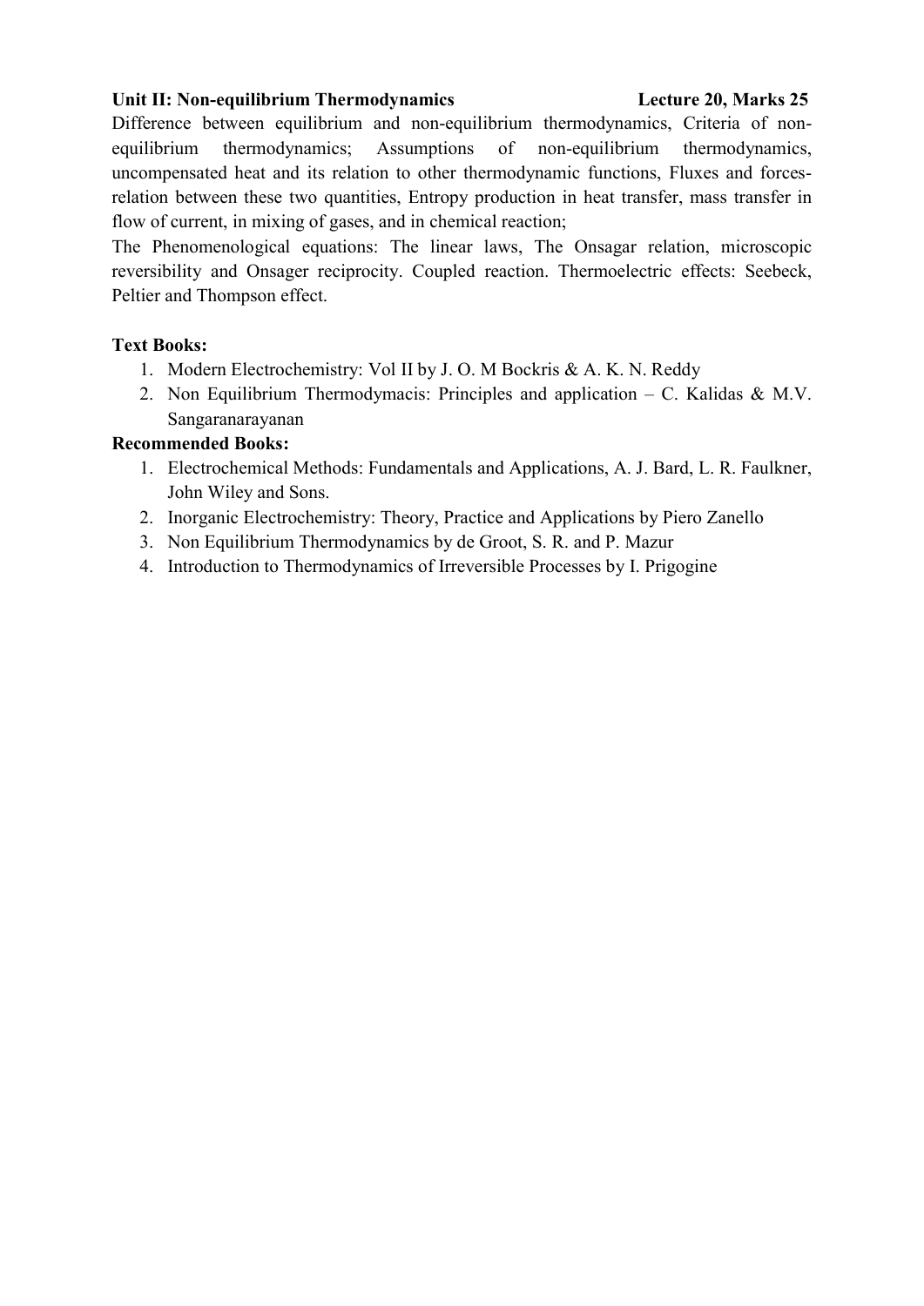**Unit II: Non-equilibrium Thermodynamics** **Lecture 20, Marks 25**

Difference between equilibrium and non-equilibrium thermodynamics, Criteria of non-equilibrium thermodynamics; Assumptions of non-equilibrium thermodynamics, uncompensated heat and its relation to other thermodynamic functions, Fluxes and forces-relation between these two quantities, Entropy production in heat transfer, mass transfer in flow of current, in mixing of gases, and in chemical reaction;

The Phenomenological equations: The linear laws, The Onsagar relation, microscopic reversibility and Onsager reciprocity. Coupled reaction. Thermoelectric effects: Seebeck, Peltier and Thompson effect.

**Text Books:**

1. Modern Electrochemistry: Vol II by J. O. M Bockris & A. K. N. Reddy
2. Non Equilibrium Thermodymacis: Principles and application – C. Kalidas & M.V. Sangaranarayanan

**Recommended Books:**

1. Electrochemical Methods: Fundamentals and Applications, A. J. Bard, L. R. Faulkner, John Wiley and Sons.
2. Inorganic Electrochemistry: Theory, Practice and Applications by Piero Zanello
3. Non Equilibrium Thermodynamics by de Groot, S. R. and P. Mazur
4. Introduction to Thermodynamics of Irreversible Processes by I. Prigogine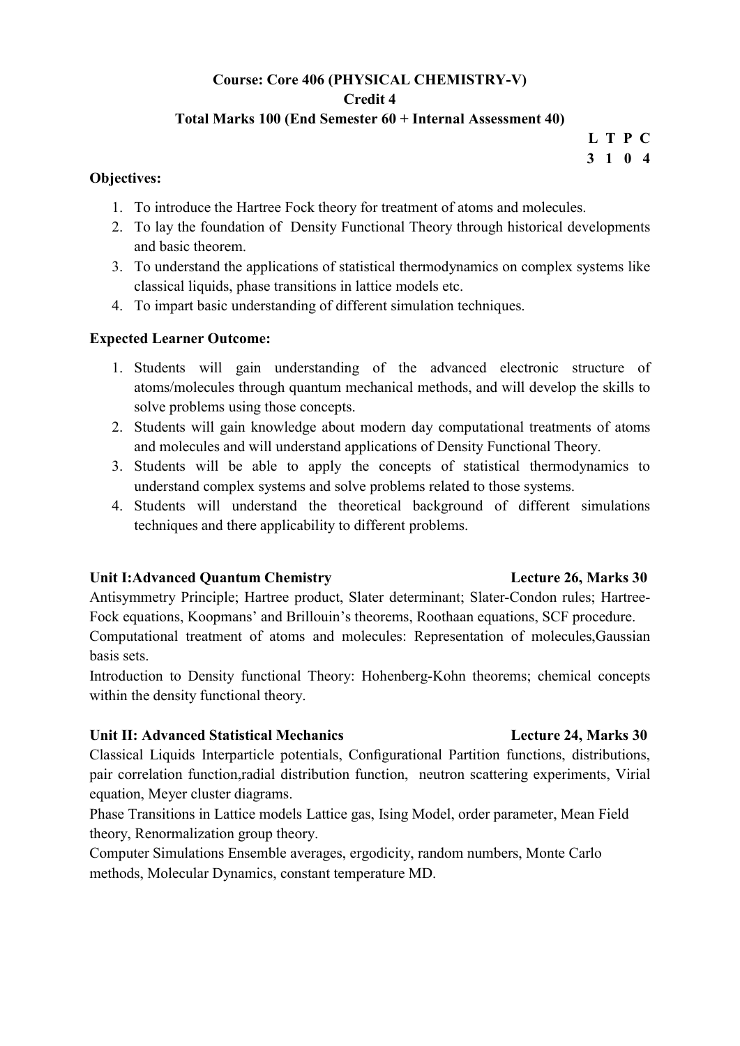**Course: Core 406 (PHYSICAL CHEMISTRY-V)**

**Credit 4**

**Total Marks 100 (End Semester 60 + Internal Assessment 40)**

| L | T | P | C |
|---|---|---|---|
| 3 | 1 | 0 | 4 |

**Objectives:**

1. To introduce the Hartree Fock theory for treatment of atoms and molecules.
2. To lay the foundation of Density Functional Theory through historical developments and basic theorem.
3. To understand the applications of statistical thermodynamics on complex systems like classical liquids, phase transitions in lattice models etc.
4. To impart basic understanding of different simulation techniques.

**Expected Learner Outcome:**

1. Students will gain understanding of the advanced electronic structure of atoms/molecules through quantum mechanical methods, and will develop the skills to solve problems using those concepts.
2. Students will gain knowledge about modern day computational treatments of atoms and molecules and will understand applications of Density Functional Theory.
3. Students will be able to apply the concepts of statistical thermodynamics to understand complex systems and solve problems related to those systems.
4. Students will understand the theoretical background of different simulations techniques and there applicability to different problems.

**Unit I:Advanced Quantum Chemistry** **Lecture 26, Marks 30**

Antisymmetry Principle; Hartree product, Slater determinant; Slater-Condon rules; Hartree-Fock equations, Koopmans' and Brillouin's theorems, Roothaan equations, SCF procedure.

Computational treatment of atoms and molecules: Representation of molecules,Gaussian basis sets.

Introduction to Density functional Theory: Hohenberg-Kohn theorems; chemical concepts within the density functional theory.

**Unit II: Advanced Statistical Mechanics** **Lecture 24, Marks 30**

Classical Liquids Interparticle potentials, Configurational Partition functions, distributions, pair correlation function,radial distribution function, neutron scattering experiments, Virial equation, Meyer cluster diagrams.

Phase Transitions in Lattice models Lattice gas, Ising Model, order parameter, Mean Field theory, Renormalization group theory.

Computer Simulations Ensemble averages, ergodicity, random numbers, Monte Carlo methods, Molecular Dynamics, constant temperature MD.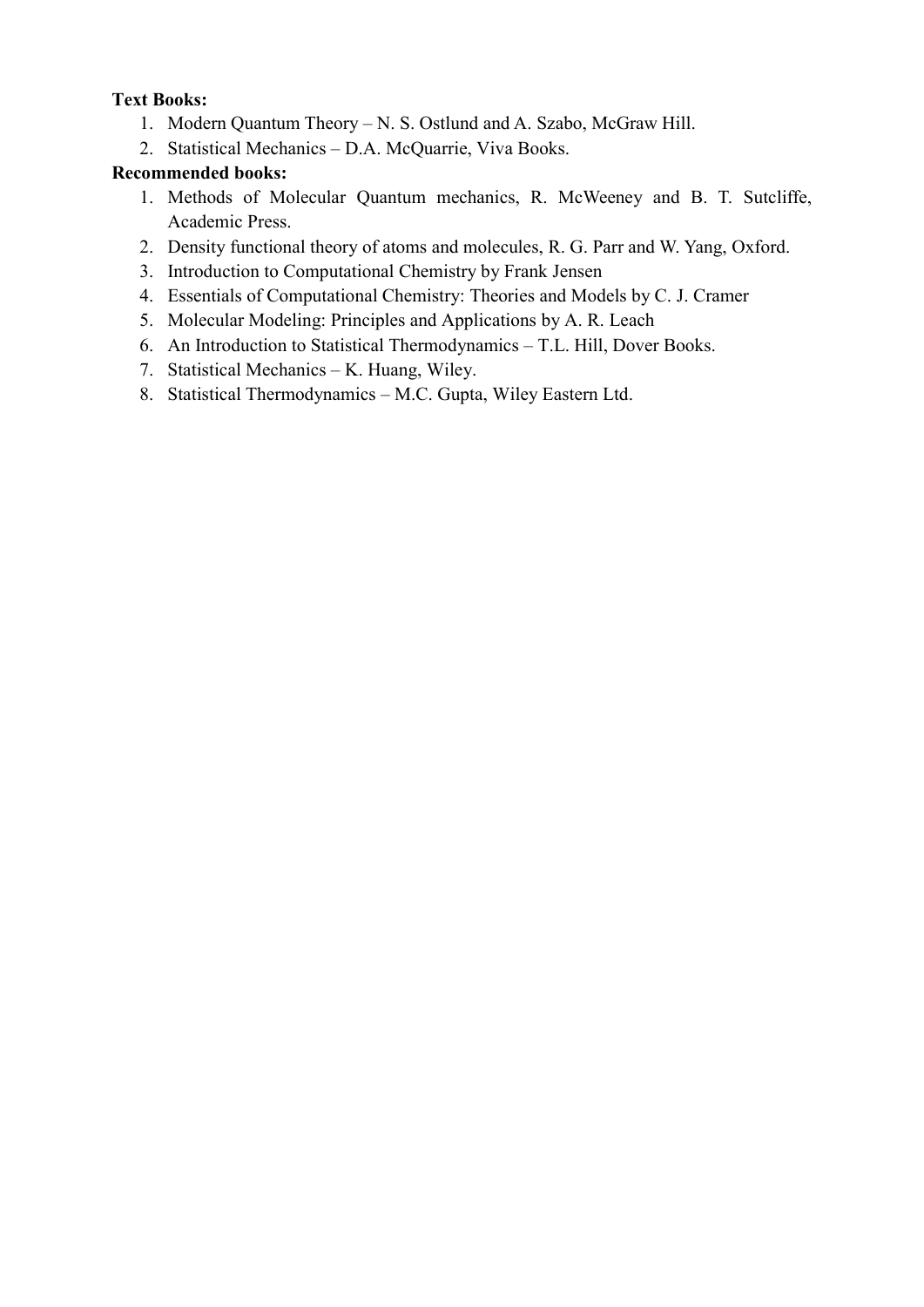**Text Books:**

1. Modern Quantum Theory – N. S. Ostlund and A. Szabo, McGraw Hill.
2. Statistical Mechanics – D.A. McQuarrie, Viva Books.

**Recommended books:**

1. Methods of Molecular Quantum mechanics, R. McWeeney and B. T. Sutcliffe, Academic Press.
2. Density functional theory of atoms and molecules, R. G. Parr and W. Yang, Oxford.
3. Introduction to Computational Chemistry by Frank Jensen
4. Essentials of Computational Chemistry: Theories and Models by C. J. Cramer
5. Molecular Modeling: Principles and Applications by A. R. Leach
6. An Introduction to Statistical Thermodynamics – T.L. Hill, Dover Books.
7. Statistical Mechanics – K. Huang, Wiley.
8. Statistical Thermodynamics – M.C. Gupta, Wiley Eastern Ltd.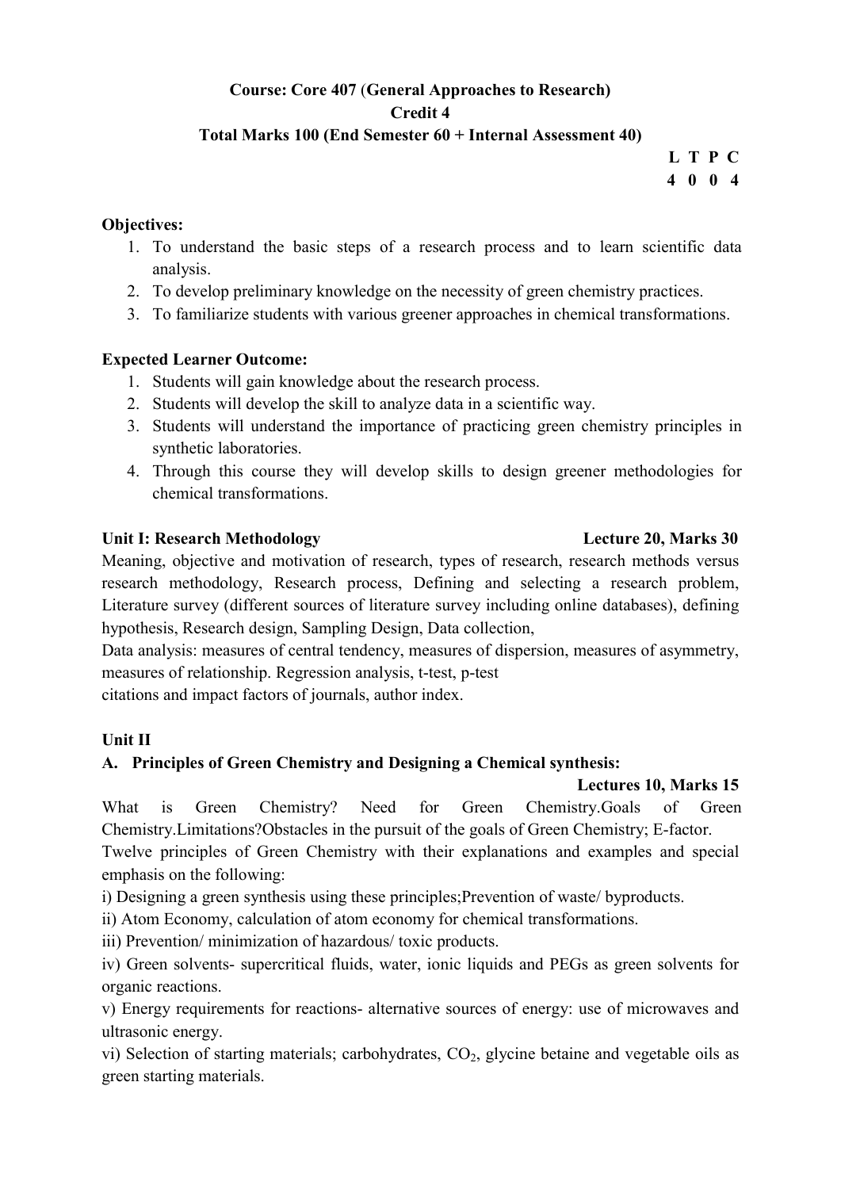**Course: Core 407 (General Approaches to Research)**

**Credit 4**

**Total Marks 100 (End Semester 60 + Internal Assessment 40)**

| L | T | P | C |
|---|---|---|---|
| 4 | 0 | 0 | 4 |

**Objectives:**

1. To understand the basic steps of a research process and to learn scientific data analysis.
2. To develop preliminary knowledge on the necessity of green chemistry practices.
3. To familiarize students with various greener approaches in chemical transformations.

**Expected Learner Outcome:**

1. Students will gain knowledge about the research process.
2. Students will develop the skill to analyze data in a scientific way.
3. Students will understand the importance of practicing green chemistry principles in synthetic laboratories.
4. Through this course they will develop skills to design greener methodologies for chemical transformations.

**Unit I: Research Methodology** **Lecture 20, Marks 30**

Meaning, objective and motivation of research, types of research, research methods versus research methodology, Research process, Defining and selecting a research problem, Literature survey (different sources of literature survey including online databases), defining hypothesis, Research design, Sampling Design, Data collection,

Data analysis: measures of central tendency, measures of dispersion, measures of asymmetry, measures of relationship. Regression analysis, t-test, p-test

citations and impact factors of journals, author index.

**Unit II**

**A. Principles of Green Chemistry and Designing a Chemical synthesis:**

**Lectures 10, Marks 15**

What is Green Chemistry? Need for Green Chemistry.Goals of Green Chemistry.Limitations?Obstacles in the pursuit of the goals of Green Chemistry; E-factor.

Twelve principles of Green Chemistry with their explanations and examples and special emphasis on the following:

i) Designing a green synthesis using these principles;Prevention of waste/ byproducts.

ii) Atom Economy, calculation of atom economy for chemical transformations.

iii) Prevention/ minimization of hazardous/ toxic products.

iv) Green solvents- supercritical fluids, water, ionic liquids and PEGs as green solvents for organic reactions.

v) Energy requirements for reactions- alternative sources of energy: use of microwaves and ultrasonic energy.

vi) Selection of starting materials; carbohydrates, $CO_2$, glycine betaine and vegetable oils as green starting materials.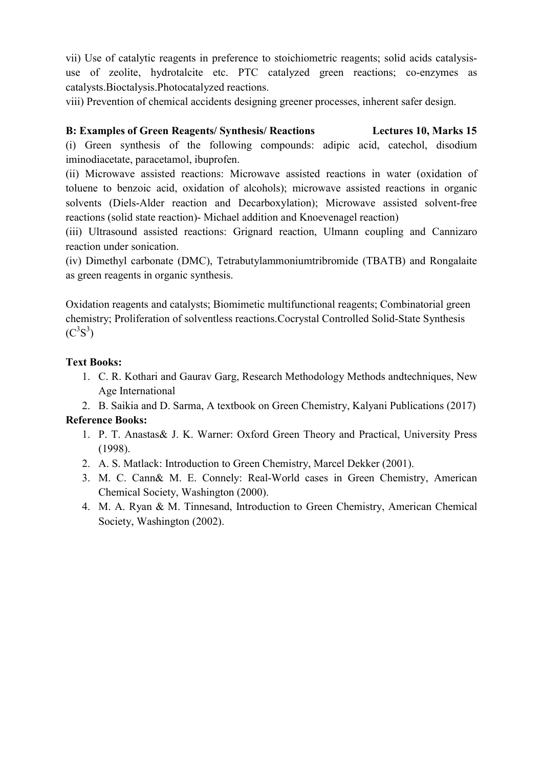vii) Use of catalytic reagents in preference to stoichiometric reagents; solid acids catalysis-use of zeolite, hydrotalcite etc. PTC catalyzed green reactions; co-enzymes as catalysts.Bioctalysis.Photocatalyzed reactions.

viii) Prevention of chemical accidents designing greener processes, inherent safer design.

**B: Examples of Green Reagents/ Synthesis/ Reactions Lectures 10, Marks 15**

(i) Green synthesis of the following compounds: adipic acid, catechol, disodium iminodiacetate, paracetamol, ibuprofen.

(ii) Microwave assisted reactions: Microwave assisted reactions in water (oxidation of toluene to benzoic acid, oxidation of alcohols); microwave assisted reactions in organic solvents (Diels-Alder reaction and Decarboxylation); Microwave assisted solvent-free reactions (solid state reaction)- Michael addition and Knoevenagel reaction)

(iii) Ultrasound assisted reactions: Grignard reaction, Ulmann coupling and Cannizaro reaction under sonication.

(iv) Dimethyl carbonate (DMC), Tetrabutylammoniumtribromide (TBATB) and Rongalaite as green reagents in organic synthesis.

Oxidation reagents and catalysts; Biomimetic multifunctional reagents; Combinatorial green chemistry; Proliferation of solventless reactions.Cocrystal Controlled Solid-State Synthesis ($C^3S^3$)

**Text Books:**

1. C. R. Kothari and Gaurav Garg, Research Methodology Methods andtechniques, New Age International
2. B. Saikia and D. Sarma, A textbook on Green Chemistry, Kalyani Publications (2017)

**Reference Books:**

1. P. T. Anastas& J. K. Warner: Oxford Green Theory and Practical, University Press (1998).
2. A. S. Matlack: Introduction to Green Chemistry, Marcel Dekker (2001).
3. M. C. Cann& M. E. Connely: Real-World cases in Green Chemistry, American Chemical Society, Washington (2000).
4. M. A. Ryan & M. Tinnesand, Introduction to Green Chemistry, American Chemical Society, Washington (2002).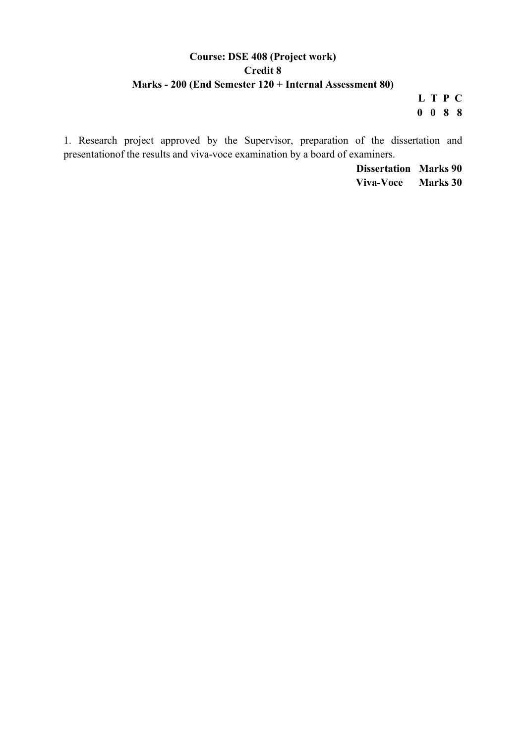**Course: DSE 408 (Project work)**
**Credit 8**
**Marks - 200 (End Semester 120 + Internal Assessment 80)**

| L | T | P | C |
|---|---|---|---|
| 0 | 0 | 8 | 8 |

1. Research project approved by the Supervisor, preparation of the dissertation and presentationof the results and viva-voce examination by a board of examiners.

| | |
|---|---|
| **Dissertation** | **Marks 90** |
| **Viva-Voce** | **Marks 30** |